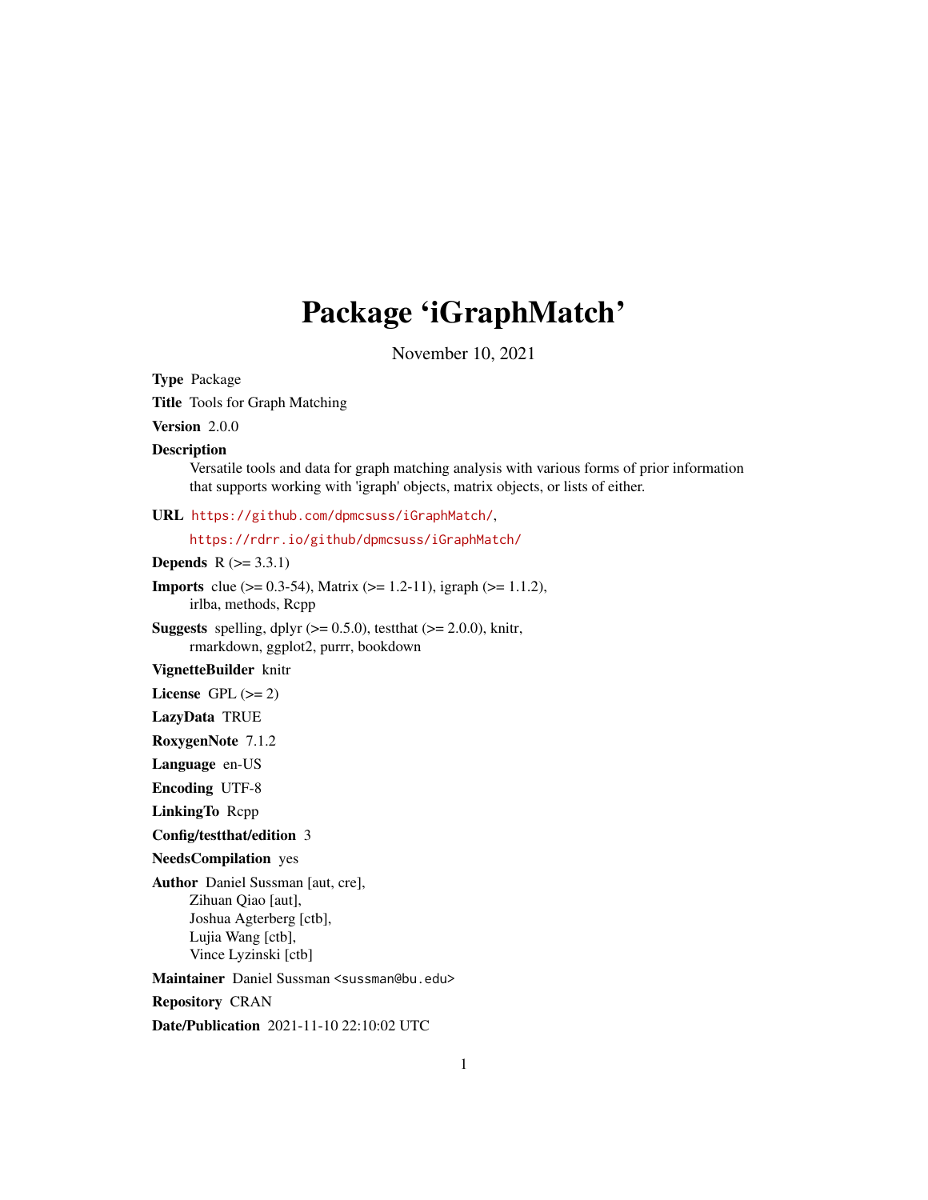# Package 'iGraphMatch'

November 10, 2021

**Type** Package

**Title** Tools for Graph Matching

**Version** 2.0.0

**Description** Versatile tools and data for graph matching analysis with various forms of prior information that supports working with 'igraph' objects, matrix objects, or lists of either.

**URL** https://github.com/dpmcsuss/iGraphMatch/, https://rdrr.io/github/dpmcsuss/iGraphMatch/

**Depends** R (>= 3.3.1)

**Imports** clue (>= 0.3-54), Matrix (>= 1.2-11), igraph (>= 1.1.2), irlba, methods, Rcpp

**Suggests** spelling, dplyr (>= 0.5.0), testthat (>= 2.0.0), knitr, rmarkdown, ggplot2, purrr, bookdown

**VignetteBuilder** knitr

**License** GPL (>= 2)

**LazyData** TRUE

**RoxygenNote** 7.1.2

**Language** en-US

**Encoding** UTF-8

**LinkingTo** Rcpp

**Config/testthat/edition** 3

**NeedsCompilation** yes

**Author** Daniel Sussman [aut, cre], Zihuan Qiao [aut], Joshua Agterberg [ctb], Lujia Wang [ctb], Vince Lyzinski [ctb]

**Maintainer** Daniel Sussman <sussman@bu.edu>

**Repository** CRAN

**Date/Publication** 2021-11-10 22:10:02 UTC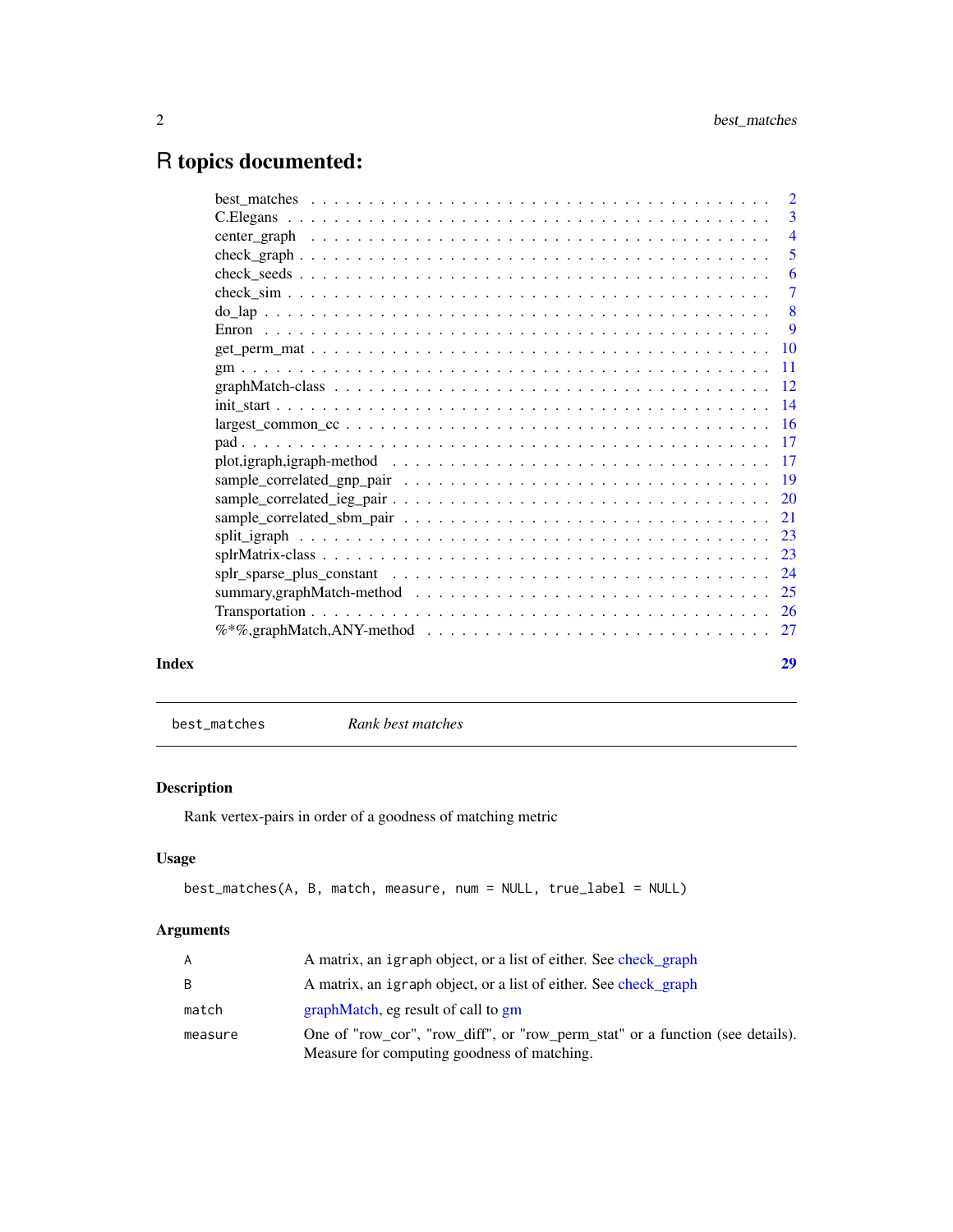# R topics documented:

| | |
|---|---|
| best_matches | 2 |
| C.Elegans | 3 |
| center_graph | 4 |
| check_graph | 5 |
| check_seeds | 6 |
| check_sim | 7 |
| do_lap | 8 |
| Enron | 9 |
| get_perm_mat | 10 |
| gm | 11 |
| graphMatch-class | 12 |
| init_start | 14 |
| largest_common_cc | 16 |
| pad | 17 |
| plot,igraph,igraph-method | 17 |
| sample_correlated_gnp_pair | 19 |
| sample_correlated_ieg_pair | 20 |
| sample_correlated_sbm_pair | 21 |
| split_igraph | 23 |
| splrMatrix-class | 23 |
| splr_sparse_plus_constant | 24 |
| summary,graphMatch-method | 25 |
| Transportation | 26 |
| %*%,graphMatch,ANY-method | 27 |

**Index** **29**

---

`best_matches` *Rank best matches*

---

## Description

Rank vertex-pairs in order of a goodness of matching metric

## Usage

```
best_matches(A, B, match, measure, num = NULL, true_label = NULL)
```

## Arguments

| | |
|---|---|
| `A` | A matrix, an `igraph` object, or a list of either. See check_graph |
| `B` | A matrix, an `igraph` object, or a list of either. See check_graph |
| `match` | graphMatch, eg result of call to gm |
| `measure` | One of "row_cor", "row_diff", or "row_perm_stat" or a function (see details). Measure for computing goodness of matching. |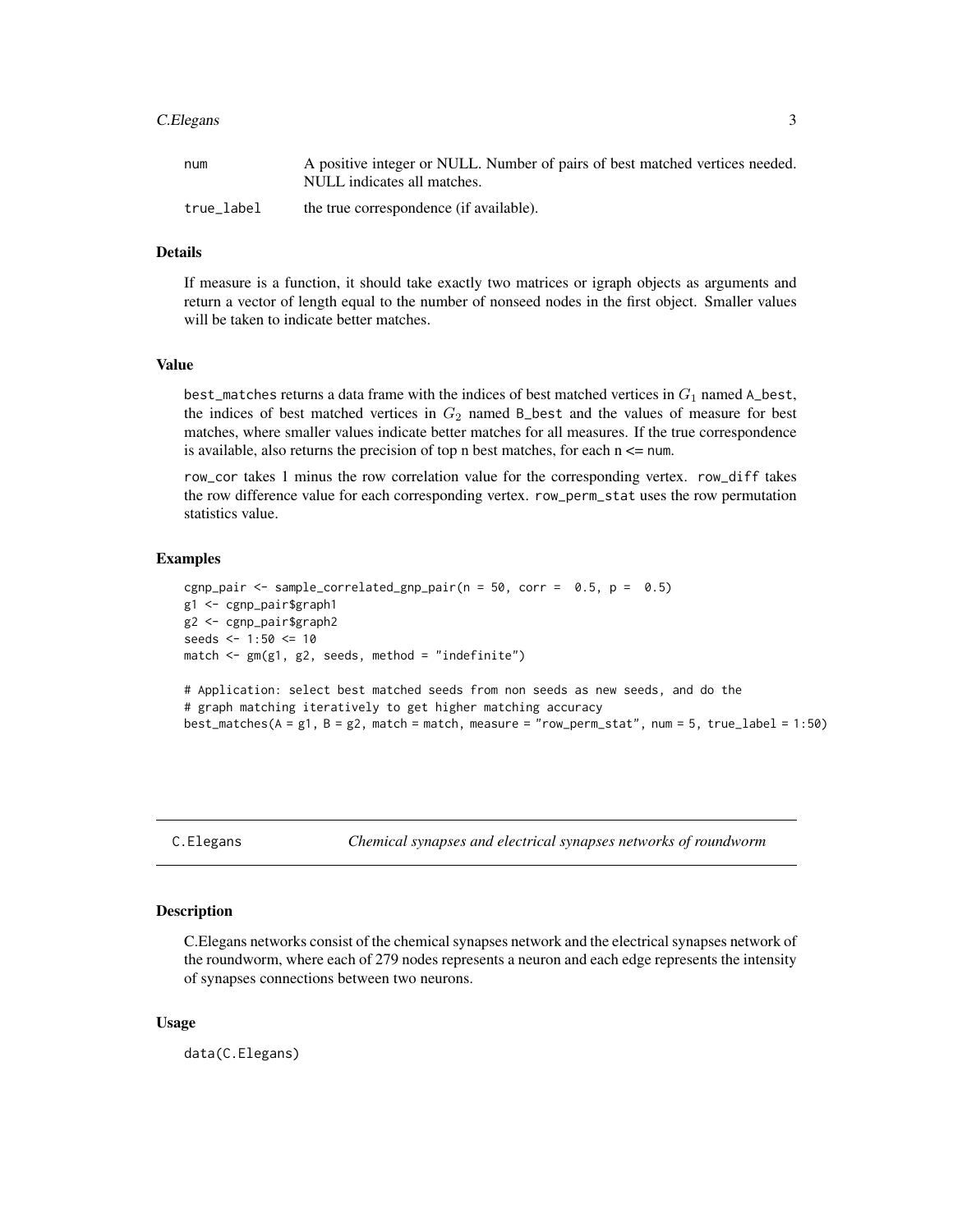| | |
|---|---|
| num | A positive integer or NULL. Number of pairs of best matched vertices needed. NULL indicates all matches. |
| true_label | the true correspondence (if available). |

## Details

If measure is a function, it should take exactly two matrices or igraph objects as arguments and return a vector of length equal to the number of nonseed nodes in the first object. Smaller values will be taken to indicate better matches.

## Value

best_matches returns a data frame with the indices of best matched vertices in $G_1$ named A_best, the indices of best matched vertices in $G_2$ named B_best and the values of measure for best matches, where smaller values indicate better matches for all measures. If the true correspondence is available, also returns the precision of top n best matches, for each n <= num.

row_cor takes 1 minus the row correlation value for the corresponding vertex. row_diff takes the row difference value for each corresponding vertex. row_perm_stat uses the row permutation statistics value.

## Examples

```
cgnp_pair <- sample_correlated_gnp_pair(n = 50, corr =  0.5, p =  0.5)
g1 <- cgnp_pair$graph1
g2 <- cgnp_pair$graph2
seeds <- 1:50 <= 10
match <- gm(g1, g2, seeds, method = "indefinite")

# Application: select best matched seeds from non seeds as new seeds, and do the
# graph matching iteratively to get higher matching accuracy
best_matches(A = g1, B = g2, match = match, measure = "row_perm_stat", num = 5, true_label = 1:50)
```

---

# C.Elegans — *Chemical synapses and electrical synapses networks of roundworm*

## Description

C.Elegans networks consist of the chemical synapses network and the electrical synapses network of the roundworm, where each of 279 nodes represents a neuron and each edge represents the intensity of synapses connections between two neurons.

## Usage

```
data(C.Elegans)
```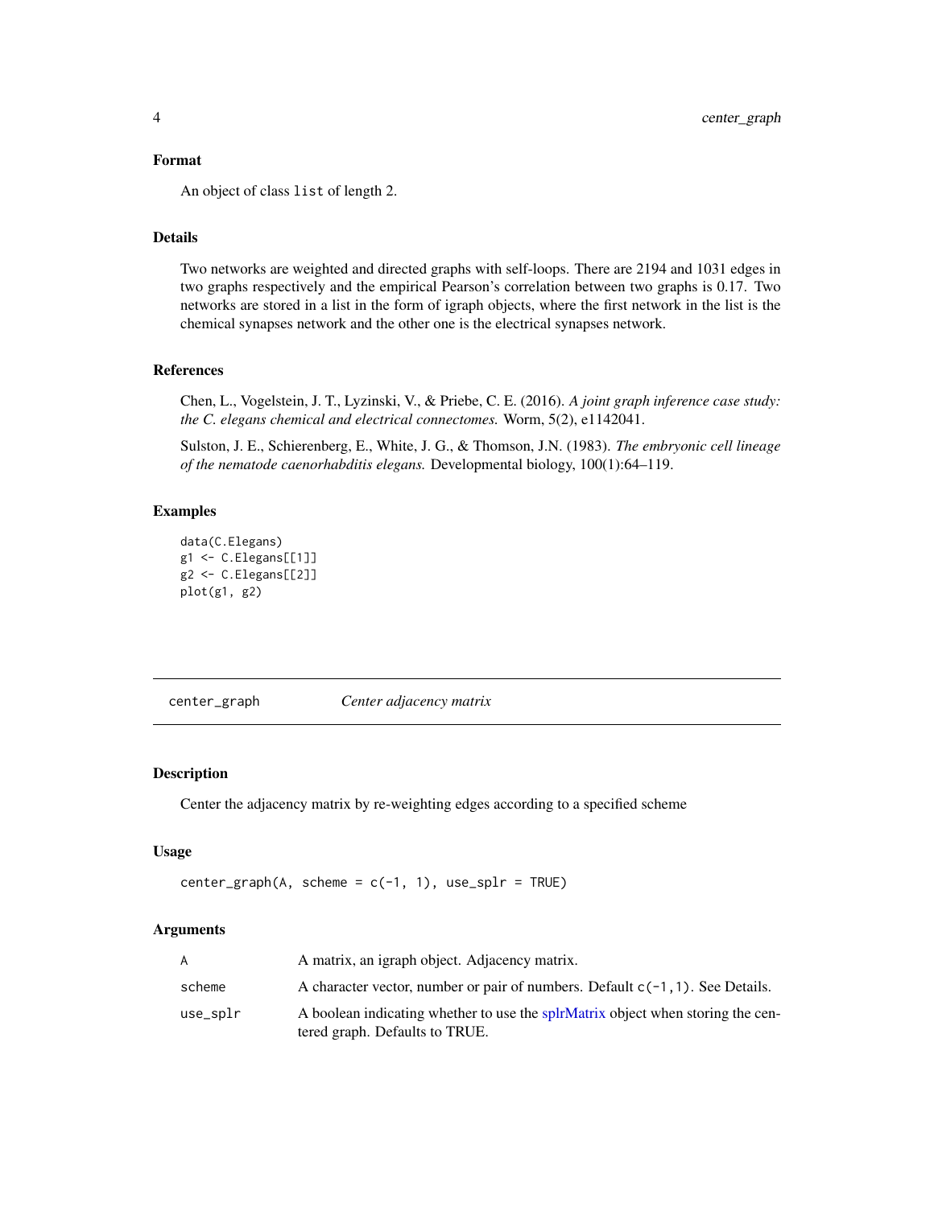## Format

An object of class `list` of length 2.

## Details

Two networks are weighted and directed graphs with self-loops. There are 2194 and 1031 edges in two graphs respectively and the empirical Pearson's correlation between two graphs is 0.17. Two networks are stored in a list in the form of igraph objects, where the first network in the list is the chemical synapses network and the other one is the electrical synapses network.

## References

Chen, L., Vogelstein, J. T., Lyzinski, V., & Priebe, C. E. (2016). *A joint graph inference case study: the C. elegans chemical and electrical connectomes.* Worm, 5(2), e1142041.

Sulston, J. E., Schierenberg, E., White, J. G., & Thomson, J.N. (1983). *The embryonic cell lineage of the nematode caenorhabditis elegans.* Developmental biology, 100(1):64–119.

## Examples

```
data(C.Elegans)
g1 <- C.Elegans[[1]]
g2 <- C.Elegans[[2]]
plot(g1, g2)
```

---

# center_graph    *Center adjacency matrix*

## Description

Center the adjacency matrix by re-weighting edges according to a specified scheme

## Usage

```
center_graph(A, scheme = c(-1, 1), use_splr = TRUE)
```

## Arguments

| | |
|---|---|
| A | A matrix, an igraph object. Adjacency matrix. |
| scheme | A character vector, number or pair of numbers. Default `c(-1,1)`. See Details. |
| use_splr | A boolean indicating whether to use the splrMatrix object when storing the centered graph. Defaults to TRUE. |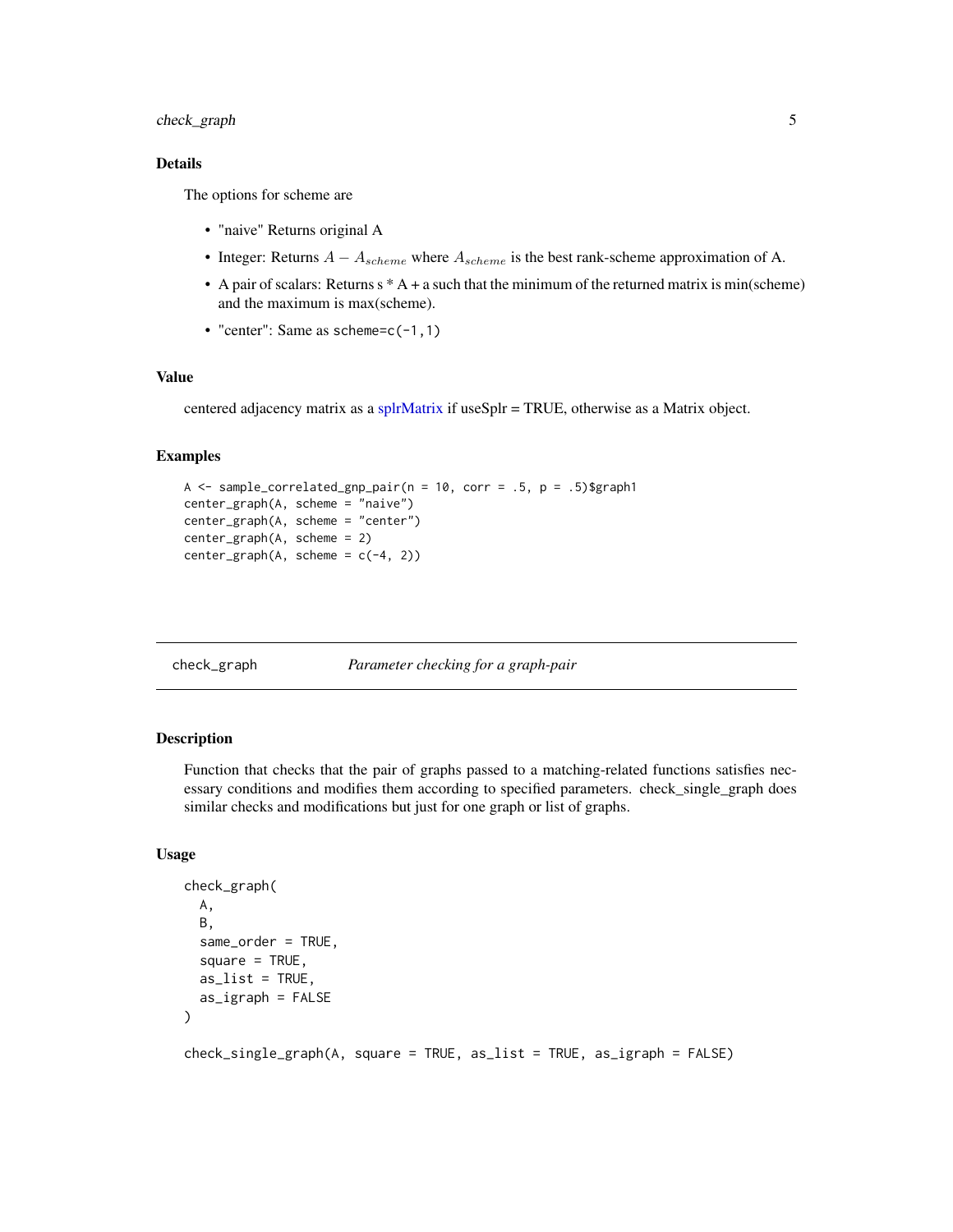## Details

The options for scheme are

- "naive" Returns original A
- Integer: Returns $A - A_{scheme}$ where $A_{scheme}$ is the best rank-scheme approximation of A.
- A pair of scalars: Returns s * A + a such that the minimum of the returned matrix is min(scheme) and the maximum is max(scheme).
- "center": Same as `scheme=c(-1,1)`

## Value

centered adjacency matrix as a splrMatrix if useSplr = TRUE, otherwise as a Matrix object.

## Examples

```
A <- sample_correlated_gnp_pair(n = 10, corr = .5, p = .5)$graph1
center_graph(A, scheme = "naive")
center_graph(A, scheme = "center")
center_graph(A, scheme = 2)
center_graph(A, scheme = c(-4, 2))
```

---

# check_graph *Parameter checking for a graph-pair*

## Description

Function that checks that the pair of graphs passed to a matching-related functions satisfies necessary conditions and modifies them according to specified parameters. check_single_graph does similar checks and modifications but just for one graph or list of graphs.

## Usage

```
check_graph(
  A,
  B,
  same_order = TRUE,
  square = TRUE,
  as_list = TRUE,
  as_igraph = FALSE
)

check_single_graph(A, square = TRUE, as_list = TRUE, as_igraph = FALSE)
```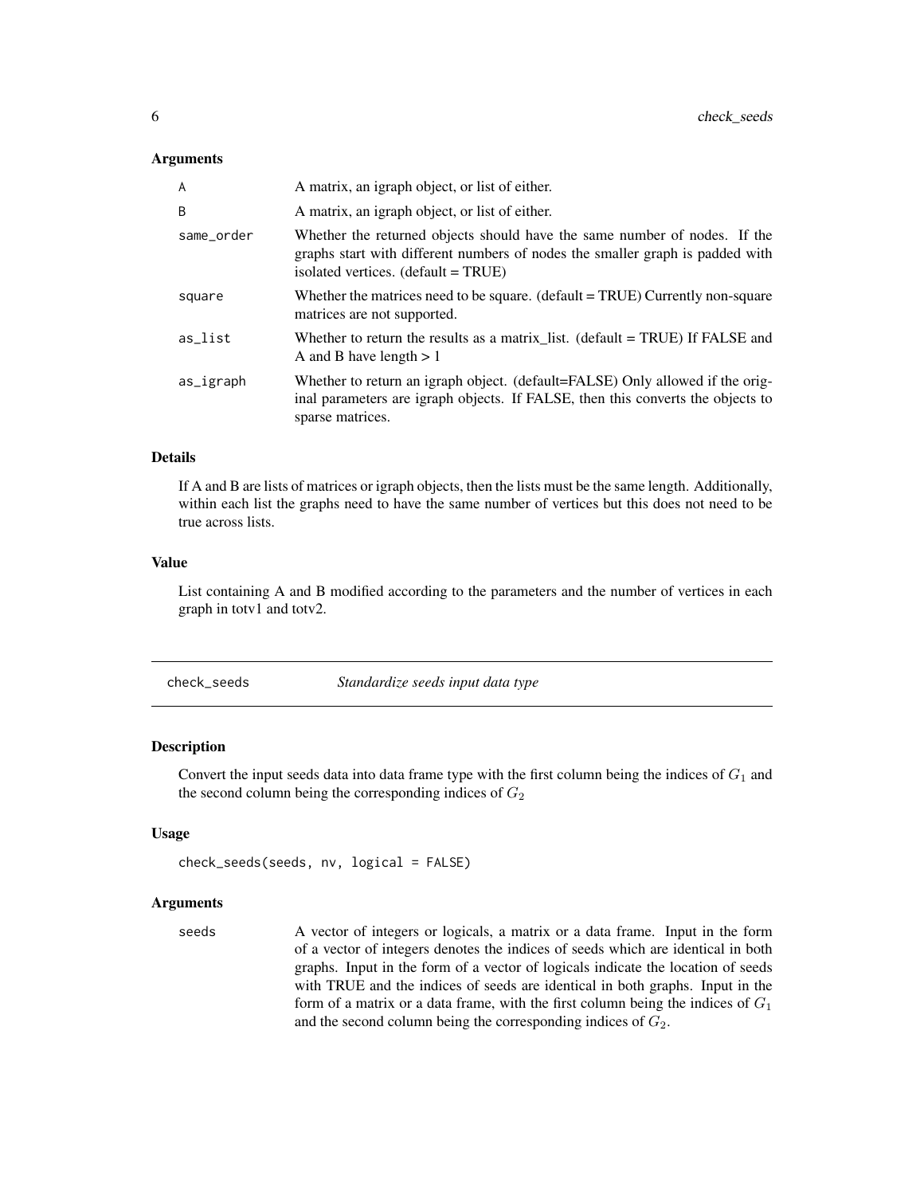### Arguments

| | |
|---|---|
| A | A matrix, an igraph object, or list of either. |
| B | A matrix, an igraph object, or list of either. |
| same_order | Whether the returned objects should have the same number of nodes. If the graphs start with different numbers of nodes the smaller graph is padded with isolated vertices. (default = TRUE) |
| square | Whether the matrices need to be square. (default = TRUE) Currently non-square matrices are not supported. |
| as_list | Whether to return the results as a matrix_list. (default = TRUE) If FALSE and A and B have length > 1 |
| as_igraph | Whether to return an igraph object. (default=FALSE) Only allowed if the original parameters are igraph objects. If FALSE, then this converts the objects to sparse matrices. |

### Details

If A and B are lists of matrices or igraph objects, then the lists must be the same length. Additionally, within each list the graphs need to have the same number of vertices but this does not need to be true across lists.

### Value

List containing A and B modified according to the parameters and the number of vertices in each graph in totv1 and totv2.

---

## check_seeds — *Standardize seeds input data type*

### Description

Convert the input seeds data into data frame type with the first column being the indices of $G_1$ and the second column being the corresponding indices of $G_2$

### Usage

```
check_seeds(seeds, nv, logical = FALSE)
```

### Arguments

| | |
|---|---|
| seeds | A vector of integers or logicals, a matrix or a data frame. Input in the form of a vector of integers denotes the indices of seeds which are identical in both graphs. Input in the form of a vector of logicals indicate the location of seeds with TRUE and the indices of seeds are identical in both graphs. Input in the form of a matrix or a data frame, with the first column being the indices of $G_1$ and the second column being the corresponding indices of $G_2$. |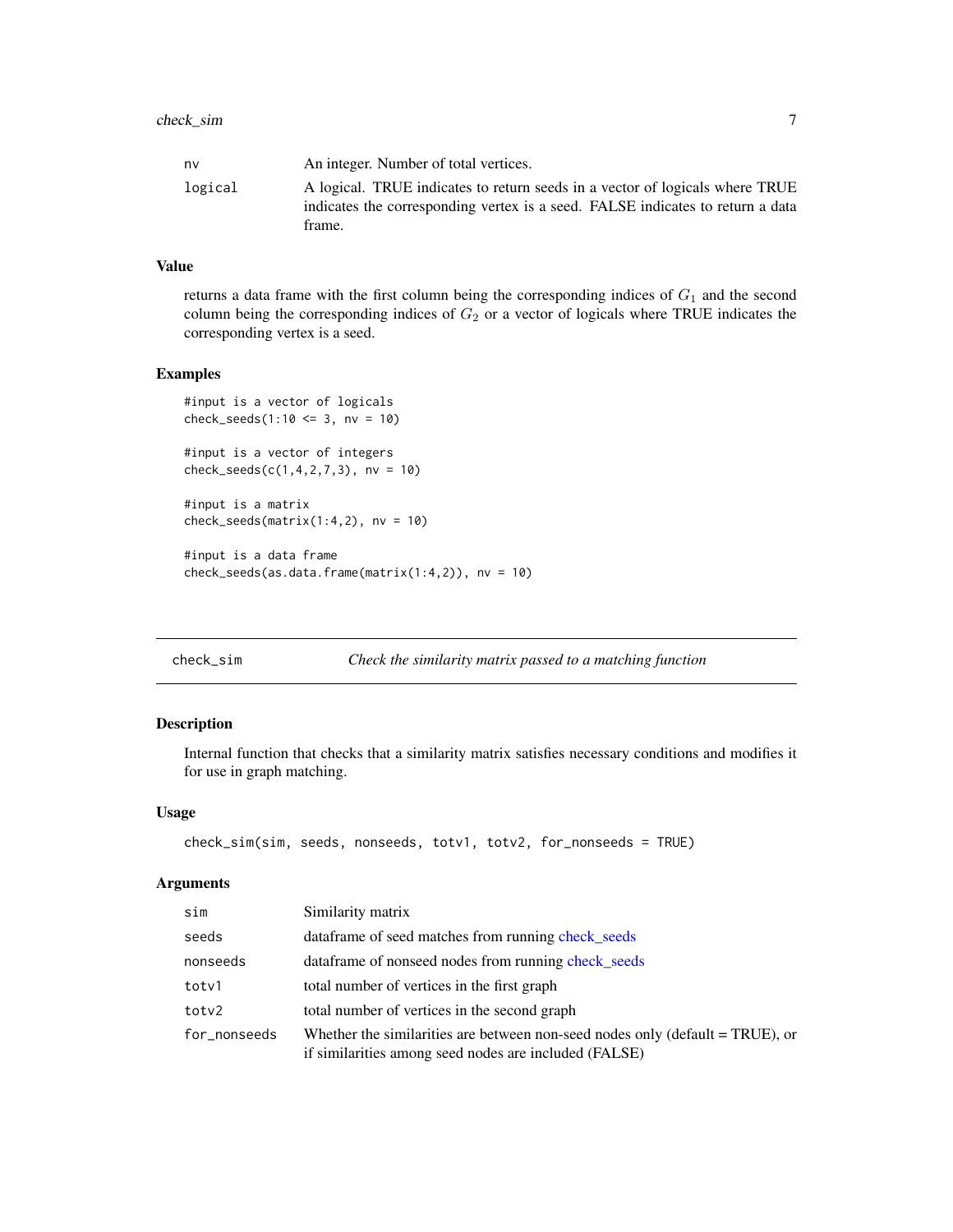| | |
|---|---|
| nv | An integer. Number of total vertices. |
| logical | A logical. TRUE indicates to return seeds in a vector of logicals where TRUE indicates the corresponding vertex is a seed. FALSE indicates to return a data frame. |

### Value

returns a data frame with the first column being the corresponding indices of $G_1$ and the second column being the corresponding indices of $G_2$ or a vector of logicals where TRUE indicates the corresponding vertex is a seed.

### Examples

```
#input is a vector of logicals
check_seeds(1:10 <= 3, nv = 10)

#input is a vector of integers
check_seeds(c(1,4,2,7,3), nv = 10)

#input is a matrix
check_seeds(matrix(1:4,2), nv = 10)

#input is a data frame
check_seeds(as.data.frame(matrix(1:4,2)), nv = 10)
```

---

## check_sim — *Check the similarity matrix passed to a matching function*

### Description

Internal function that checks that a similarity matrix satisfies necessary conditions and modifies it for use in graph matching.

### Usage

```
check_sim(sim, seeds, nonseeds, totv1, totv2, for_nonseeds = TRUE)
```

### Arguments

| | |
|---|---|
| sim | Similarity matrix |
| seeds | dataframe of seed matches from running check_seeds |
| nonseeds | dataframe of nonseed nodes from running check_seeds |
| totv1 | total number of vertices in the first graph |
| totv2 | total number of vertices in the second graph |
| for_nonseeds | Whether the similarities are between non-seed nodes only (default = TRUE), or if similarities among seed nodes are included (FALSE) |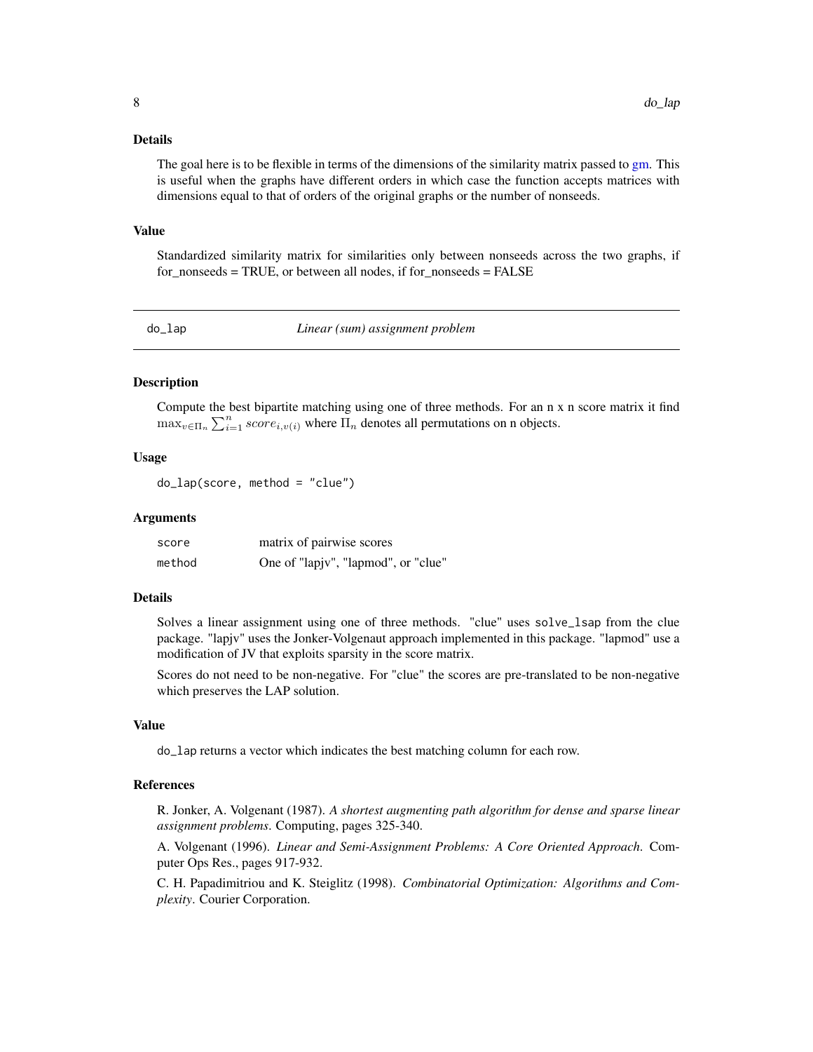### Details

The goal here is to be flexible in terms of the dimensions of the similarity matrix passed to gm. This is useful when the graphs have different orders in which case the function accepts matrices with dimensions equal to that of orders of the original graphs or the number of nonseeds.

### Value

Standardized similarity matrix for similarities only between nonseeds across the two graphs, if for_nonseeds = TRUE, or between all nodes, if for_nonseeds = FALSE

---

## do_lap — *Linear (sum) assignment problem*

### Description

Compute the best bipartite matching using one of three methods. For an n x n score matrix it find $\max_{v \in \Pi_n} \sum_{i=1}^{n} score_{i,v(i)}$ where $\Pi_n$ denotes all permutations on n objects.

### Usage

```
do_lap(score, method = "clue")
```

### Arguments

| | |
|---|---|
| `score` | matrix of pairwise scores |
| `method` | One of "lapjv", "lapmod", or "clue" |

### Details

Solves a linear assignment using one of three methods. "clue" uses `solve_lsap` from the clue package. "lapjv" uses the Jonker-Volgenaut approach implemented in this package. "lapmod" use a modification of JV that exploits sparsity in the score matrix.

Scores do not need to be non-negative. For "clue" the scores are pre-translated to be non-negative which preserves the LAP solution.

### Value

`do_lap` returns a vector which indicates the best matching column for each row.

### References

R. Jonker, A. Volgenant (1987). *A shortest augmenting path algorithm for dense and sparse linear assignment problems*. Computing, pages 325-340.

A. Volgenant (1996). *Linear and Semi-Assignment Problems: A Core Oriented Approach*. Computer Ops Res., pages 917-932.

C. H. Papadimitriou and K. Steiglitz (1998). *Combinatorial Optimization: Algorithms and Complexity*. Courier Corporation.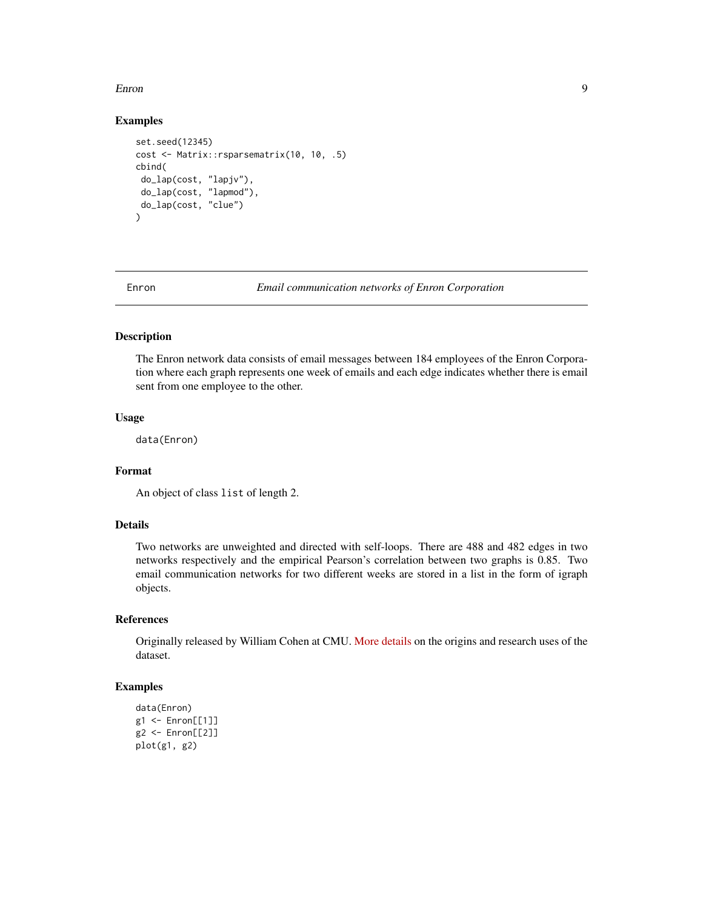### Examples

```
set.seed(12345)
cost <- Matrix::rsparsematrix(10, 10, .5)
cbind(
 do_lap(cost, "lapjv"),
 do_lap(cost, "lapmod"),
 do_lap(cost, "clue")
)
```

---

## Enron — *Email communication networks of Enron Corporation*

---

### Description

The Enron network data consists of email messages between 184 employees of the Enron Corporation where each graph represents one week of emails and each edge indicates whether there is email sent from one employee to the other.

### Usage

```
data(Enron)
```

### Format

An object of class `list` of length 2.

### Details

Two networks are unweighted and directed with self-loops. There are 488 and 482 edges in two networks respectively and the empirical Pearson's correlation between two graphs is 0.85. Two email communication networks for two different weeks are stored in a list in the form of igraph objects.

### References

Originally released by William Cohen at CMU. More details on the origins and research uses of the dataset.

### Examples

```
data(Enron)
g1 <- Enron[[1]]
g2 <- Enron[[2]]
plot(g1, g2)
```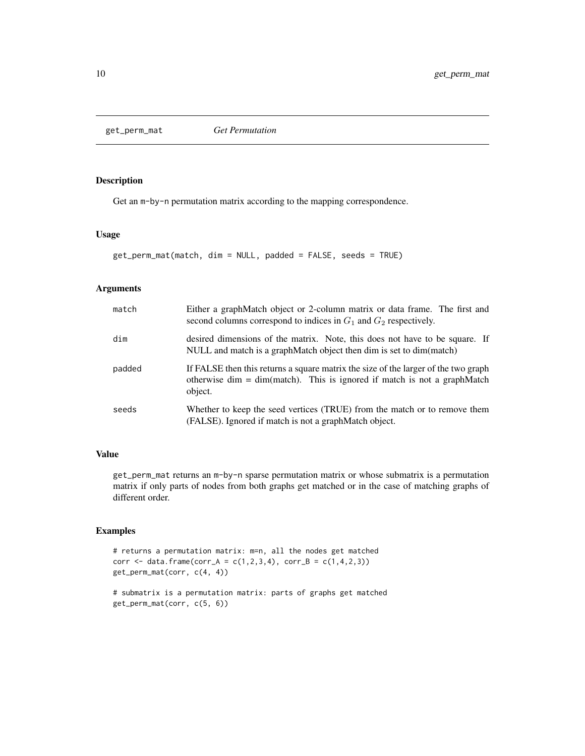# get_perm_mat *Get Permutation*

## Description

Get an m-by-n permutation matrix according to the mapping correspondence.

## Usage

```
get_perm_mat(match, dim = NULL, padded = FALSE, seeds = TRUE)
```

## Arguments

| | |
|---|---|
| match | Either a graphMatch object or 2-column matrix or data frame. The first and second columns correspond to indices in $G_1$ and $G_2$ respectively. |
| dim | desired dimensions of the matrix. Note, this does not have to be square. If NULL and match is a graphMatch object then dim is set to dim(match) |
| padded | If FALSE then this returns a square matrix the size of the larger of the two graph otherwise dim = dim(match). This is ignored if match is not a graphMatch object. |
| seeds | Whether to keep the seed vertices (TRUE) from the match or to remove them (FALSE). Ignored if match is not a graphMatch object. |

## Value

get_perm_mat returns an m-by-n sparse permutation matrix or whose submatrix is a permutation matrix if only parts of nodes from both graphs get matched or in the case of matching graphs of different order.

## Examples

```
# returns a permutation matrix: m=n, all the nodes get matched
corr <- data.frame(corr_A = c(1,2,3,4), corr_B = c(1,4,2,3))
get_perm_mat(corr, c(4, 4))

# submatrix is a permutation matrix: parts of graphs get matched
get_perm_mat(corr, c(5, 6))
```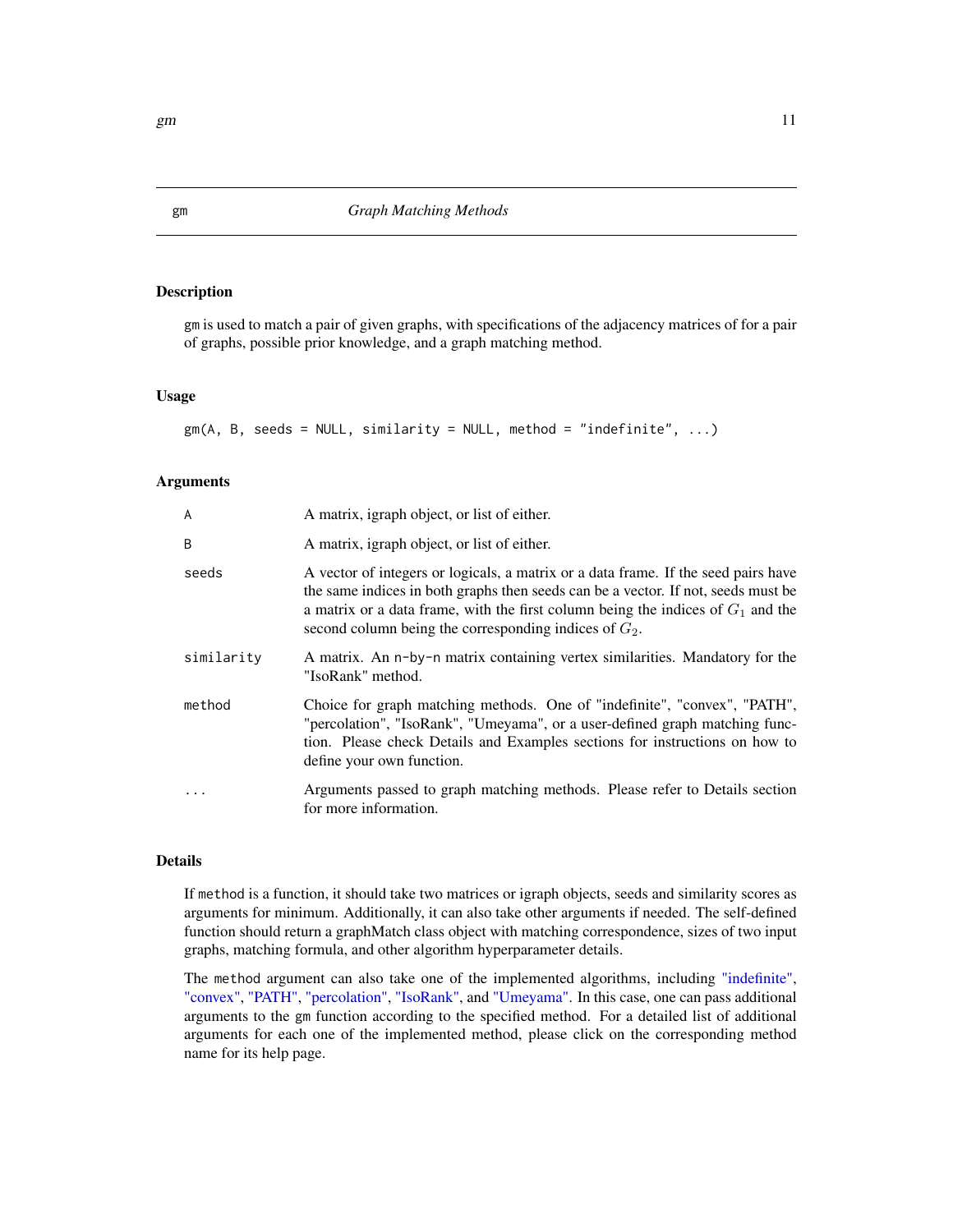## gm — Graph Matching Methods

### Description

gm is used to match a pair of given graphs, with specifications of the adjacency matrices of for a pair of graphs, possible prior knowledge, and a graph matching method.

### Usage

```
gm(A, B, seeds = NULL, similarity = NULL, method = "indefinite", ...)
```

### Arguments

| | |
|---|---|
| A | A matrix, igraph object, or list of either. |
| B | A matrix, igraph object, or list of either. |
| seeds | A vector of integers or logicals, a matrix or a data frame. If the seed pairs have the same indices in both graphs then seeds can be a vector. If not, seeds must be a matrix or a data frame, with the first column being the indices of $G_1$ and the second column being the corresponding indices of $G_2$. |
| similarity | A matrix. An n-by-n matrix containing vertex similarities. Mandatory for the "IsoRank" method. |
| method | Choice for graph matching methods. One of "indefinite", "convex", "PATH", "percolation", "IsoRank", "Umeyama", or a user-defined graph matching function. Please check Details and Examples sections for instructions on how to define your own function. |
| ... | Arguments passed to graph matching methods. Please refer to Details section for more information. |

### Details

If method is a function, it should take two matrices or igraph objects, seeds and similarity scores as arguments for minimum. Additionally, it can also take other arguments if needed. The self-defined function should return a graphMatch class object with matching correspondence, sizes of two input graphs, matching formula, and other algorithm hyperparameter details.

The method argument can also take one of the implemented algorithms, including "indefinite", "convex", "PATH", "percolation", "IsoRank", and "Umeyama". In this case, one can pass additional arguments to the gm function according to the specified method. For a detailed list of additional arguments for each one of the implemented method, please click on the corresponding method name for its help page.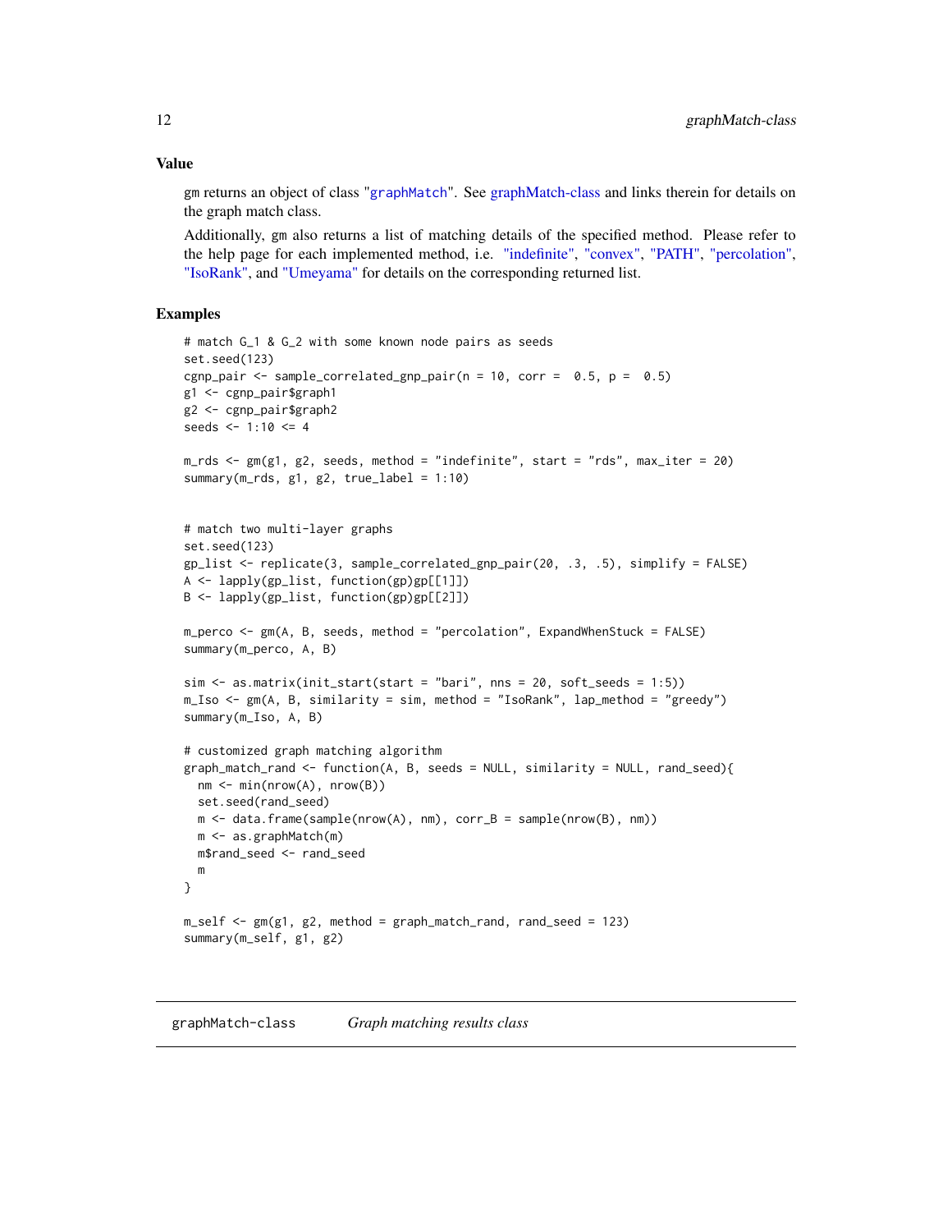## Value

gm returns an object of class "graphMatch". See graphMatch-class and links therein for details on the graph match class.

Additionally, gm also returns a list of matching details of the specified method. Please refer to the help page for each implemented method, i.e. "indefinite", "convex", "PATH", "percolation", "IsoRank", and "Umeyama" for details on the corresponding returned list.

## Examples

```
# match G_1 & G_2 with some known node pairs as seeds
set.seed(123)
cgnp_pair <- sample_correlated_gnp_pair(n = 10, corr =  0.5, p =  0.5)
g1 <- cgnp_pair$graph1
g2 <- cgnp_pair$graph2
seeds <- 1:10 <= 4

m_rds <- gm(g1, g2, seeds, method = "indefinite", start = "rds", max_iter = 20)
summary(m_rds, g1, g2, true_label = 1:10)


# match two multi-layer graphs
set.seed(123)
gp_list <- replicate(3, sample_correlated_gnp_pair(20, .3, .5), simplify = FALSE)
A <- lapply(gp_list, function(gp)gp[[1]])
B <- lapply(gp_list, function(gp)gp[[2]])

m_perco <- gm(A, B, seeds, method = "percolation", ExpandWhenStuck = FALSE)
summary(m_perco, A, B)

sim <- as.matrix(init_start(start = "bari", nns = 20, soft_seeds = 1:5))
m_Iso <- gm(A, B, similarity = sim, method = "IsoRank", lap_method = "greedy")
summary(m_Iso, A, B)

# customized graph matching algorithm
graph_match_rand <- function(A, B, seeds = NULL, similarity = NULL, rand_seed){
  nm <- min(nrow(A), nrow(B))
  set.seed(rand_seed)
  m <- data.frame(sample(nrow(A), nm), corr_B = sample(nrow(B), nm))
  m <- as.graphMatch(m)
  m$rand_seed <- rand_seed
  m
}

m_self <- gm(g1, g2, method = graph_match_rand, rand_seed = 123)
summary(m_self, g1, g2)
```

---

graphMatch-class    *Graph matching results class*

---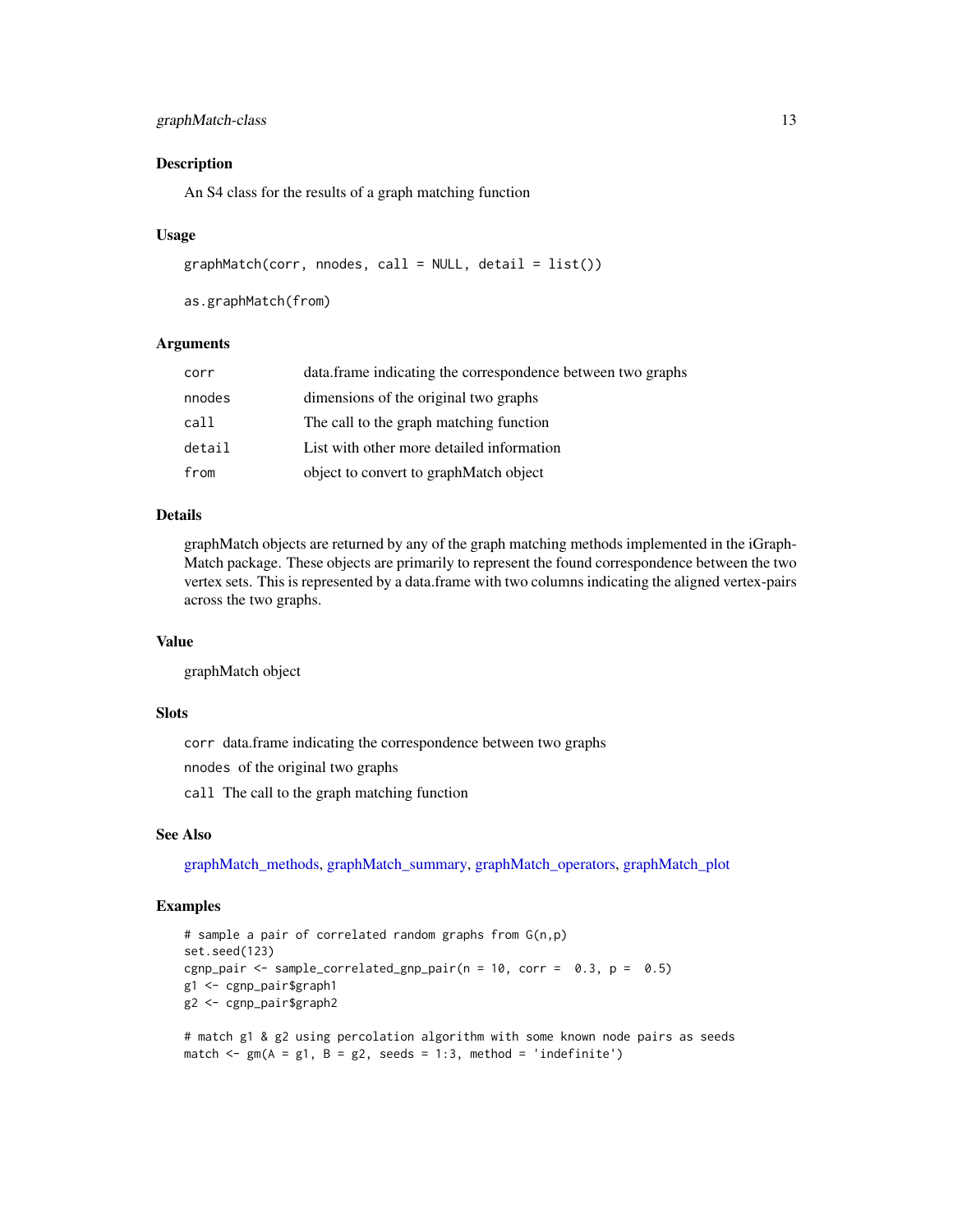## Description

An S4 class for the results of a graph matching function

## Usage

```
graphMatch(corr, nnodes, call = NULL, detail = list())

as.graphMatch(from)
```

## Arguments

| | |
|---|---|
| `corr` | data.frame indicating the correspondence between two graphs |
| `nnodes` | dimensions of the original two graphs |
| `call` | The call to the graph matching function |
| `detail` | List with other more detailed information |
| `from` | object to convert to graphMatch object |

## Details

graphMatch objects are returned by any of the graph matching methods implemented in the iGraphMatch package. These objects are primarily to represent the found correspondence between the two vertex sets. This is represented by a data.frame with two columns indicating the aligned vertex-pairs across the two graphs.

## Value

graphMatch object

## Slots

`corr` data.frame indicating the correspondence between two graphs

`nnodes` of the original two graphs

`call` The call to the graph matching function

## See Also

graphMatch_methods, graphMatch_summary, graphMatch_operators, graphMatch_plot

## Examples

```
# sample a pair of correlated random graphs from G(n,p)
set.seed(123)
cgnp_pair <- sample_correlated_gnp_pair(n = 10, corr =  0.3, p =  0.5)
g1 <- cgnp_pair$graph1
g2 <- cgnp_pair$graph2

# match g1 & g2 using percolation algorithm with some known node pairs as seeds
match <- gm(A = g1, B = g2, seeds = 1:3, method = 'indefinite')
```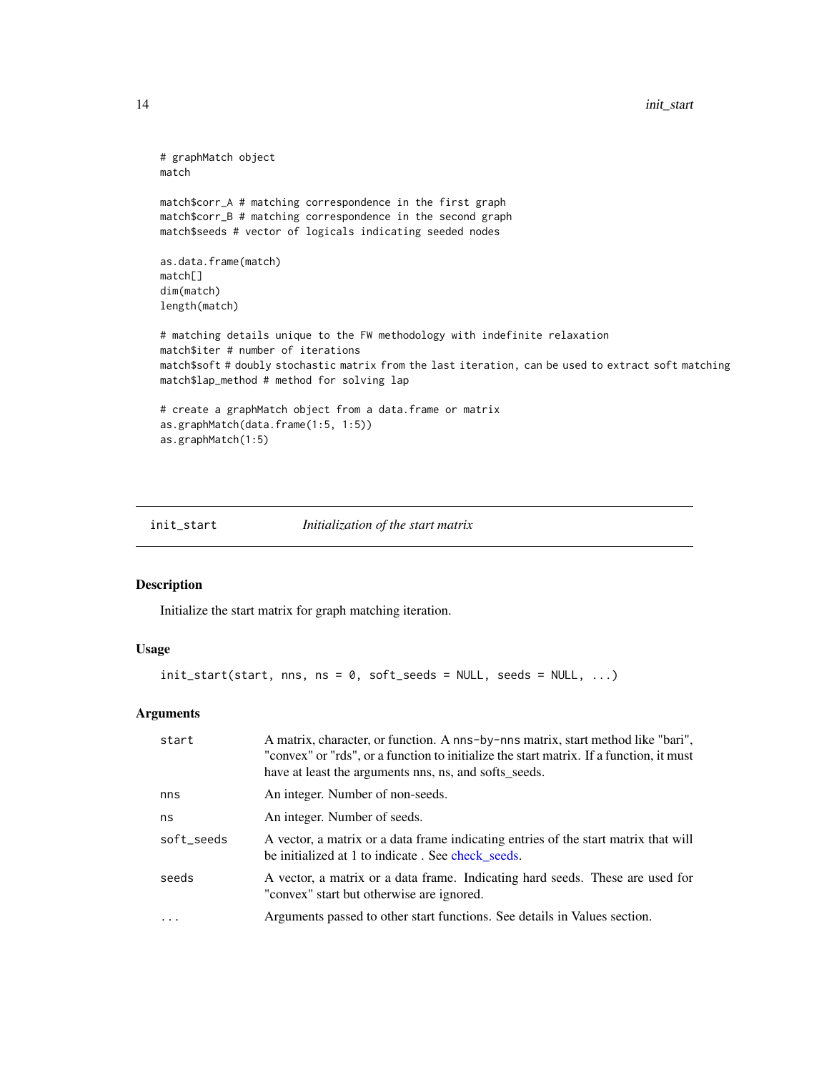```
# graphMatch object
match

match$corr_A # matching correspondence in the first graph
match$corr_B # matching correspondence in the second graph
match$seeds # vector of logicals indicating seeded nodes

as.data.frame(match)
match[]
dim(match)
length(match)

# matching details unique to the FW methodology with indefinite relaxation
match$iter # number of iterations
match$soft # doubly stochastic matrix from the last iteration, can be used to extract soft matching
match$lap_method # method for solving lap

# create a graphMatch object from a data.frame or matrix
as.graphMatch(data.frame(1:5, 1:5))
as.graphMatch(1:5)
```

---

## init_start &nbsp;&nbsp;&nbsp; *Initialization of the start matrix*

---

### Description

Initialize the start matrix for graph matching iteration.

### Usage

```
init_start(start, nns, ns = 0, soft_seeds = NULL, seeds = NULL, ...)
```

### Arguments

| | |
|---|---|
| `start` | A matrix, character, or function. A `nns`-by-`nns` matrix, start method like "bari", "convex" or "rds", or a function to initialize the start matrix. If a function, it must have at least the arguments nns, ns, and softs_seeds. |
| `nns` | An integer. Number of non-seeds. |
| `ns` | An integer. Number of seeds. |
| `soft_seeds` | A vector, a matrix or a data frame indicating entries of the start matrix that will be initialized at 1 to indicate . See check_seeds. |
| `seeds` | A vector, a matrix or a data frame. Indicating hard seeds. These are used for "convex" start but otherwise are ignored. |
| `...` | Arguments passed to other start functions. See details in Values section. |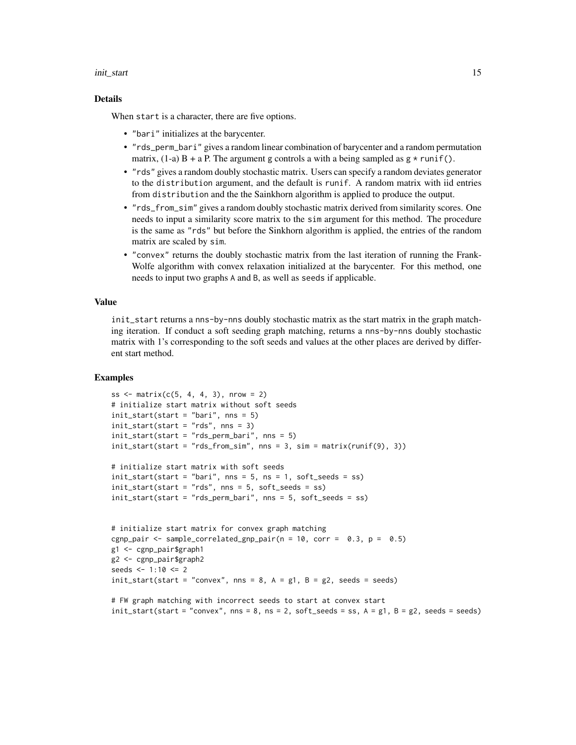### Details

When `start` is a character, there are five options.

- "bari" initializes at the barycenter.
- "rds_perm_bari" gives a random linear combination of barycenter and a random permutation matrix, (1-a) B + a P. The argument g controls a with a being sampled as `g * runif()`.
- "rds" gives a random doubly stochastic matrix. Users can specify a random deviates generator to the `distribution` argument, and the default is `runif`. A random matrix with iid entries from `distribution` and the the Sainkhorn algorithm is applied to produce the output.
- "rds_from_sim" gives a random doubly stochastic matrix derived from similarity scores. One needs to input a similarity score matrix to the `sim` argument for this method. The procedure is the same as "rds" but before the Sinkhorn algorithm is applied, the entries of the random matrix are scaled by `sim`.
- "convex" returns the doubly stochastic matrix from the last iteration of running the Frank-Wolfe algorithm with convex relaxation initialized at the barycenter. For this method, one needs to input two graphs A and B, as well as `seeds` if applicable.

### Value

`init_start` returns a `nns`-by-`nns` doubly stochastic matrix as the start matrix in the graph matching iteration. If conduct a soft seeding graph matching, returns a `nns`-by-`nns` doubly stochastic matrix with 1's corresponding to the soft seeds and values at the other places are derived by different start method.

### Examples

```
ss <- matrix(c(5, 4, 4, 3), nrow = 2)
# initialize start matrix without soft seeds
init_start(start = "bari", nns = 5)
init_start(start = "rds", nns = 3)
init_start(start = "rds_perm_bari", nns = 5)
init_start(start = "rds_from_sim", nns = 3, sim = matrix(runif(9), 3))

# initialize start matrix with soft seeds
init_start(start = "bari", nns = 5, ns = 1, soft_seeds = ss)
init_start(start = "rds", nns = 5, soft_seeds = ss)
init_start(start = "rds_perm_bari", nns = 5, soft_seeds = ss)


# initialize start matrix for convex graph matching
cgnp_pair <- sample_correlated_gnp_pair(n = 10, corr =  0.3, p =  0.5)
g1 <- cgnp_pair$graph1
g2 <- cgnp_pair$graph2
seeds <- 1:10 <= 2
init_start(start = "convex", nns = 8, A = g1, B = g2, seeds = seeds)

# FW graph matching with incorrect seeds to start at convex start
init_start(start = "convex", nns = 8, ns = 2, soft_seeds = ss, A = g1, B = g2, seeds = seeds)
```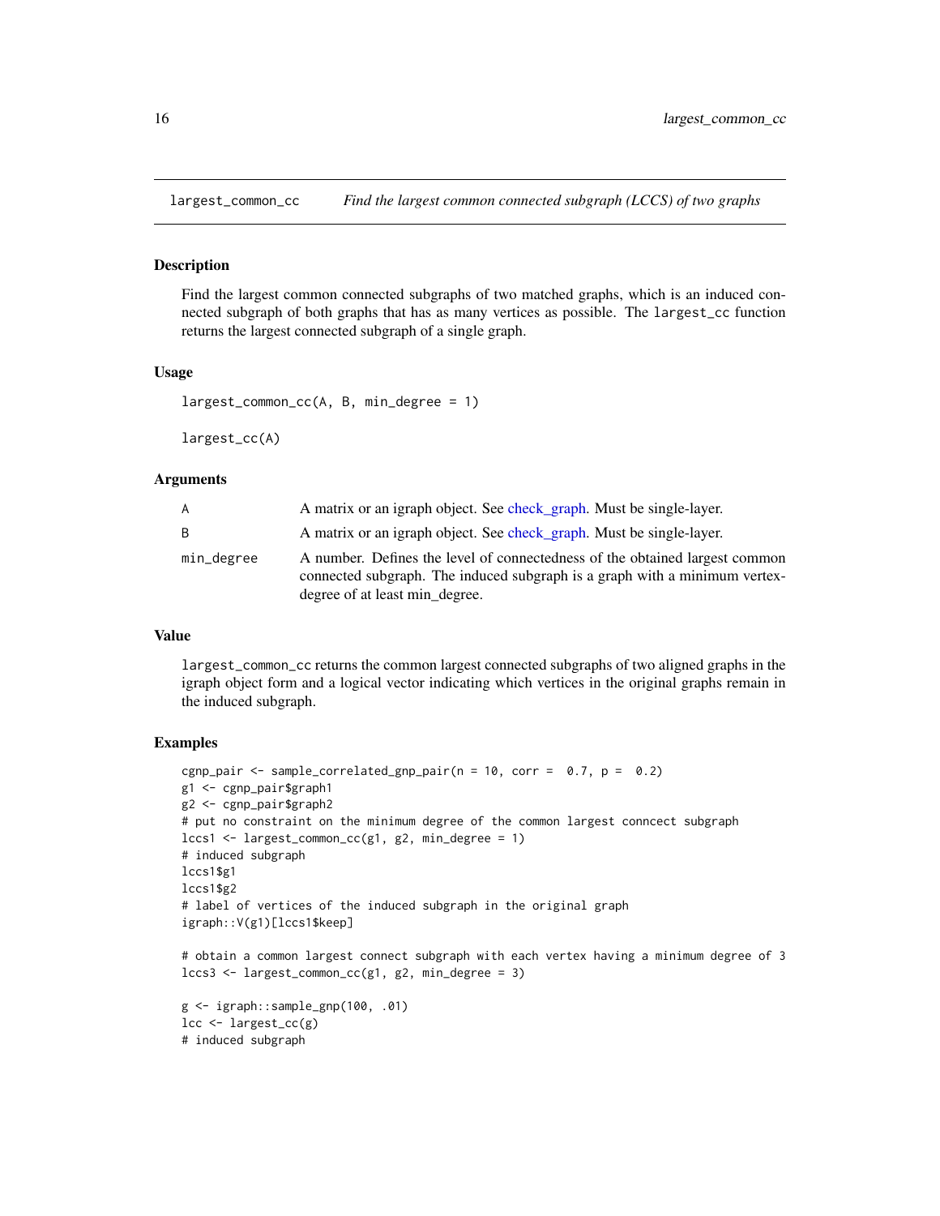## largest_common_cc — *Find the largest common connected subgraph (LCCS) of two graphs*

### Description

Find the largest common connected subgraphs of two matched graphs, which is an induced connected subgraph of both graphs that has as many vertices as possible. The `largest_cc` function returns the largest connected subgraph of a single graph.

### Usage

```
largest_common_cc(A, B, min_degree = 1)

largest_cc(A)
```

### Arguments

| | |
|---|---|
| A | A matrix or an igraph object. See check_graph. Must be single-layer. |
| B | A matrix or an igraph object. See check_graph. Must be single-layer. |
| min_degree | A number. Defines the level of connectedness of the obtained largest common connected subgraph. The induced subgraph is a graph with a minimum vertex-degree of at least min_degree. |

### Value

`largest_common_cc` returns the common largest connected subgraphs of two aligned graphs in the igraph object form and a logical vector indicating which vertices in the original graphs remain in the induced subgraph.

### Examples

```
cgnp_pair <- sample_correlated_gnp_pair(n = 10, corr =  0.7, p =  0.2)
g1 <- cgnp_pair$graph1
g2 <- cgnp_pair$graph2
# put no constraint on the minimum degree of the common largest conncect subgraph
lccs1 <- largest_common_cc(g1, g2, min_degree = 1)
# induced subgraph
lccs1$g1
lccs1$g2
# label of vertices of the induced subgraph in the original graph
igraph::V(g1)[lccs1$keep]

# obtain a common largest connect subgraph with each vertex having a minimum degree of 3
lccs3 <- largest_common_cc(g1, g2, min_degree = 3)

g <- igraph::sample_gnp(100, .01)
lcc <- largest_cc(g)
# induced subgraph
```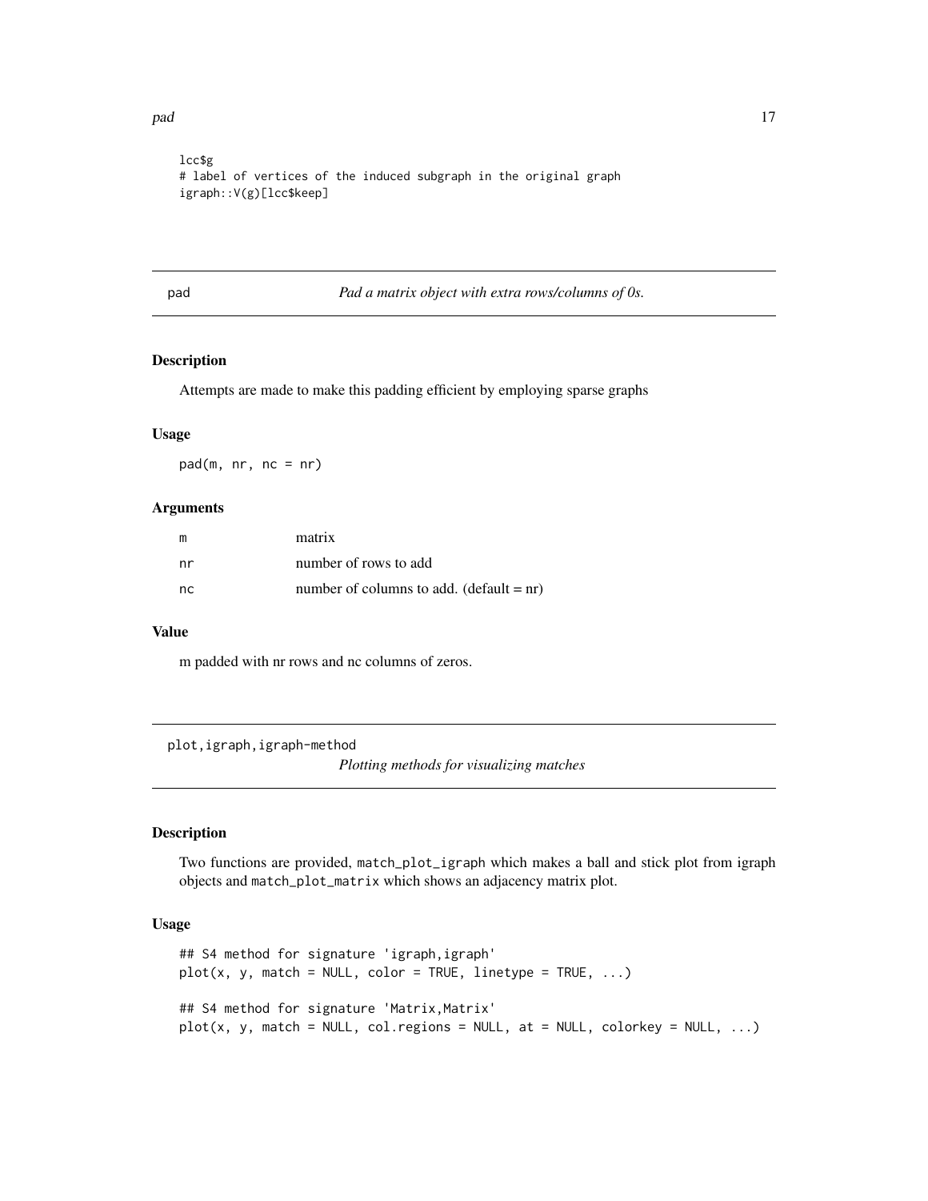```
lcc$g
# label of vertices of the induced subgraph in the original graph
igraph::V(g)[lcc$keep]
```

## pad *Pad a matrix object with extra rows/columns of 0s.*

### Description

Attempts are made to make this padding efficient by employing sparse graphs

### Usage

```
pad(m, nr, nc = nr)
```

### Arguments

| | |
|---|---|
| m | matrix |
| nr | number of rows to add |
| nc | number of columns to add. (default = nr) |

### Value

m padded with nr rows and nc columns of zeros.

## plot,igraph,igraph-method *Plotting methods for visualizing matches*

### Description

Two functions are provided, `match_plot_igraph` which makes a ball and stick plot from igraph objects and `match_plot_matrix` which shows an adjacency matrix plot.

### Usage

```
## S4 method for signature 'igraph,igraph'
plot(x, y, match = NULL, color = TRUE, linetype = TRUE, ...)

## S4 method for signature 'Matrix,Matrix'
plot(x, y, match = NULL, col.regions = NULL, at = NULL, colorkey = NULL, ...)
```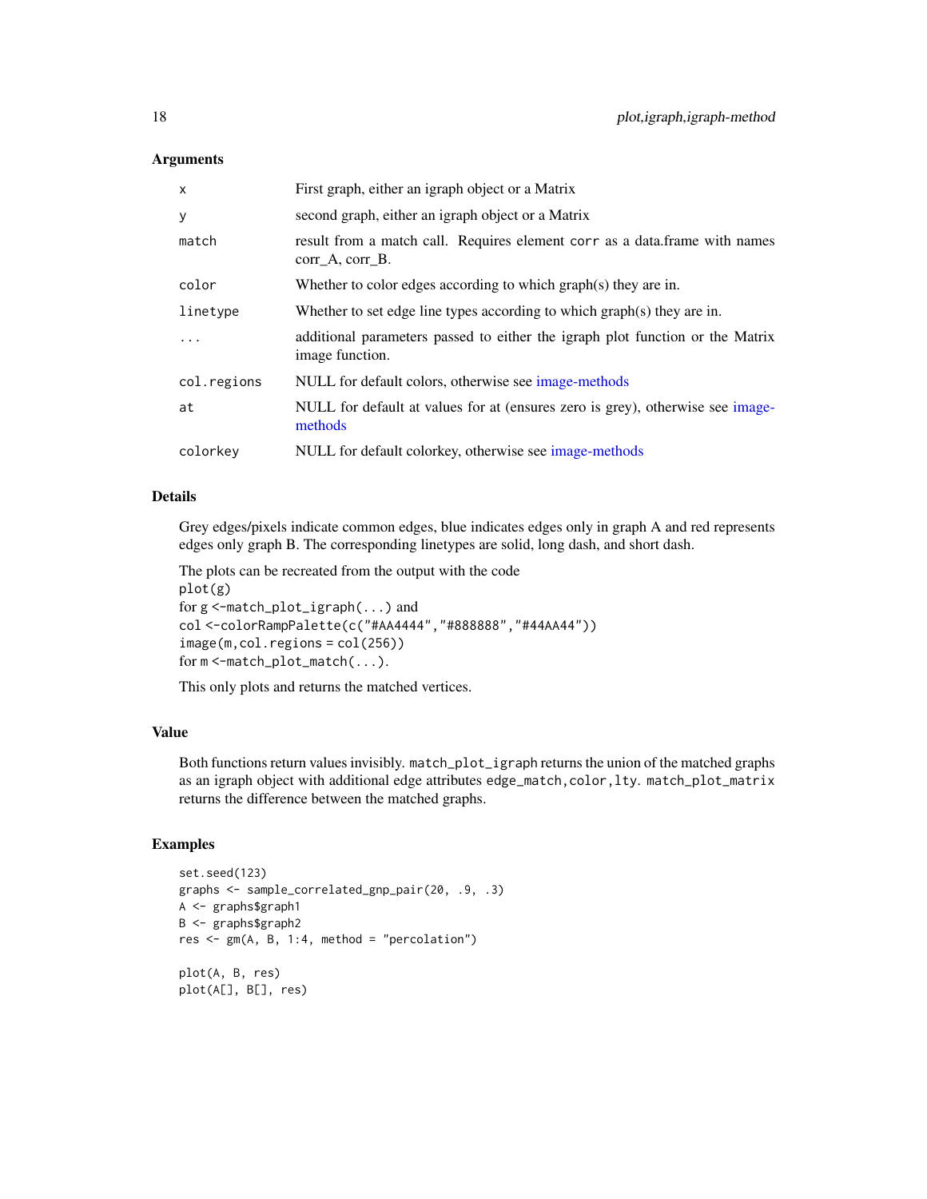### Arguments

| | |
|---|---|
| `x` | First graph, either an igraph object or a Matrix |
| `y` | second graph, either an igraph object or a Matrix |
| `match` | result from a match call. Requires element `corr` as a data.frame with names corr_A, corr_B. |
| `color` | Whether to color edges according to which graph(s) they are in. |
| `linetype` | Whether to set edge line types according to which graph(s) they are in. |
| `...` | additional parameters passed to either the igraph plot function or the Matrix image function. |
| `col.regions` | NULL for default colors, otherwise see image-methods |
| `at` | NULL for default at values for at (ensures zero is grey), otherwise see image-methods |
| `colorkey` | NULL for default colorkey, otherwise see image-methods |

### Details

Grey edges/pixels indicate common edges, blue indicates edges only in graph A and red represents edges only graph B. The corresponding linetypes are solid, long dash, and short dash.

The plots can be recreated from the output with the code
`plot(g)`
for `g <-match_plot_igraph(...)` and
`col <-colorRampPalette(c("#AA4444","#888888","#44AA44"))`
`image(m,col.regions = col(256))`
for `m <-match_plot_match(...)`.

This only plots and returns the matched vertices.

### Value

Both functions return values invisibly. `match_plot_igraph` returns the union of the matched graphs as an igraph object with additional edge attributes `edge_match,color,lty`. `match_plot_matrix` returns the difference between the matched graphs.

### Examples

```
set.seed(123)
graphs <- sample_correlated_gnp_pair(20, .9, .3)
A <- graphs$graph1
B <- graphs$graph2
res <- gm(A, B, 1:4, method = "percolation")

plot(A, B, res)
plot(A[], B[], res)
```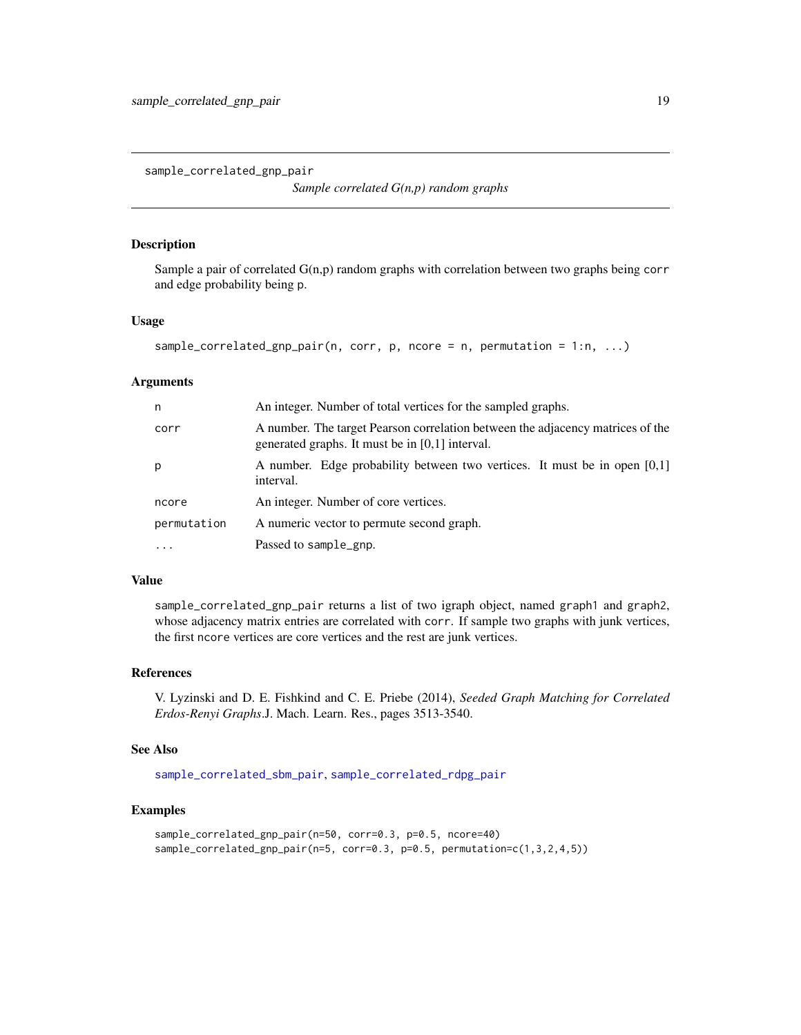# sample_correlated_gnp_pair

*Sample correlated G(n,p) random graphs*

### Description

Sample a pair of correlated G(n,p) random graphs with correlation between two graphs being `corr` and edge probability being `p`.

### Usage

```
sample_correlated_gnp_pair(n, corr, p, ncore = n, permutation = 1:n, ...)
```

### Arguments

| | |
|---|---|
| `n` | An integer. Number of total vertices for the sampled graphs. |
| `corr` | A number. The target Pearson correlation between the adjacency matrices of the generated graphs. It must be in [0,1] interval. |
| `p` | A number. Edge probability between two vertices. It must be in open [0,1] interval. |
| `ncore` | An integer. Number of core vertices. |
| `permutation` | A numeric vector to permute second graph. |
| `...` | Passed to `sample_gnp`. |

### Value

`sample_correlated_gnp_pair` returns a list of two igraph object, named `graph1` and `graph2`, whose adjacency matrix entries are correlated with `corr`. If sample two graphs with junk vertices, the first `ncore` vertices are core vertices and the rest are junk vertices.

### References

V. Lyzinski and D. E. Fishkind and C. E. Priebe (2014), *Seeded Graph Matching for Correlated Erdos-Renyi Graphs*.J. Mach. Learn. Res., pages 3513-3540.

### See Also

`sample_correlated_sbm_pair`, `sample_correlated_rdpg_pair`

### Examples

```
sample_correlated_gnp_pair(n=50, corr=0.3, p=0.5, ncore=40)
sample_correlated_gnp_pair(n=5, corr=0.3, p=0.5, permutation=c(1,3,2,4,5))
```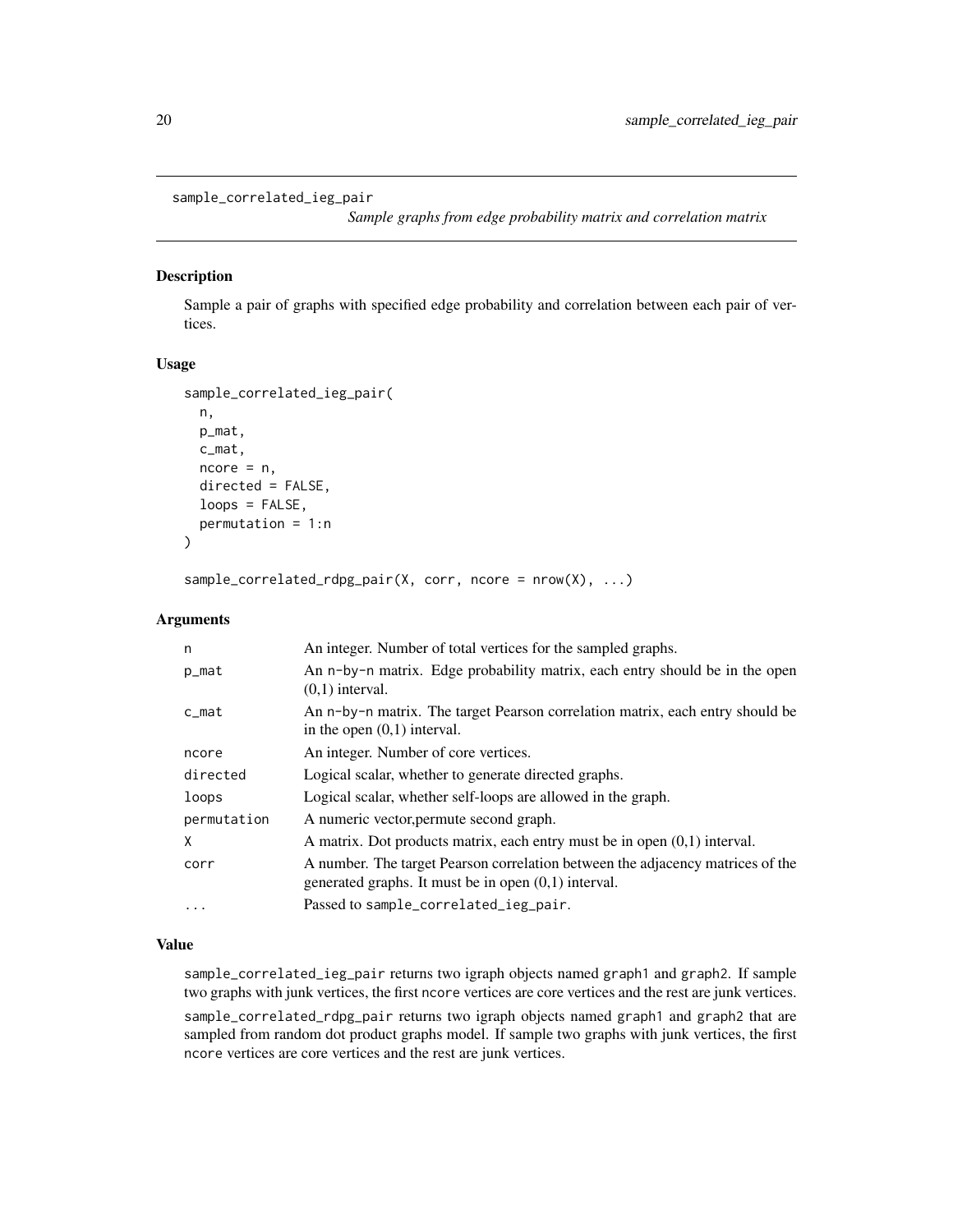## sample_correlated_ieg_pair

*Sample graphs from edge probability matrix and correlation matrix*

### Description

Sample a pair of graphs with specified edge probability and correlation between each pair of vertices.

### Usage

```
sample_correlated_ieg_pair(
  n,
  p_mat,
  c_mat,
  ncore = n,
  directed = FALSE,
  loops = FALSE,
  permutation = 1:n
)

sample_correlated_rdpg_pair(X, corr, ncore = nrow(X), ...)
```

### Arguments

| | |
|---|---|
| n | An integer. Number of total vertices for the sampled graphs. |
| p_mat | An n-by-n matrix. Edge probability matrix, each entry should be in the open (0,1) interval. |
| c_mat | An n-by-n matrix. The target Pearson correlation matrix, each entry should be in the open (0,1) interval. |
| ncore | An integer. Number of core vertices. |
| directed | Logical scalar, whether to generate directed graphs. |
| loops | Logical scalar, whether self-loops are allowed in the graph. |
| permutation | A numeric vector,permute second graph. |
| X | A matrix. Dot products matrix, each entry must be in open (0,1) interval. |
| corr | A number. The target Pearson correlation between the adjacency matrices of the generated graphs. It must be in open (0,1) interval. |
| ... | Passed to sample_correlated_ieg_pair. |

### Value

sample_correlated_ieg_pair returns two igraph objects named graph1 and graph2. If sample two graphs with junk vertices, the first ncore vertices are core vertices and the rest are junk vertices.

sample_correlated_rdpg_pair returns two igraph objects named graph1 and graph2 that are sampled from random dot product graphs model. If sample two graphs with junk vertices, the first ncore vertices are core vertices and the rest are junk vertices.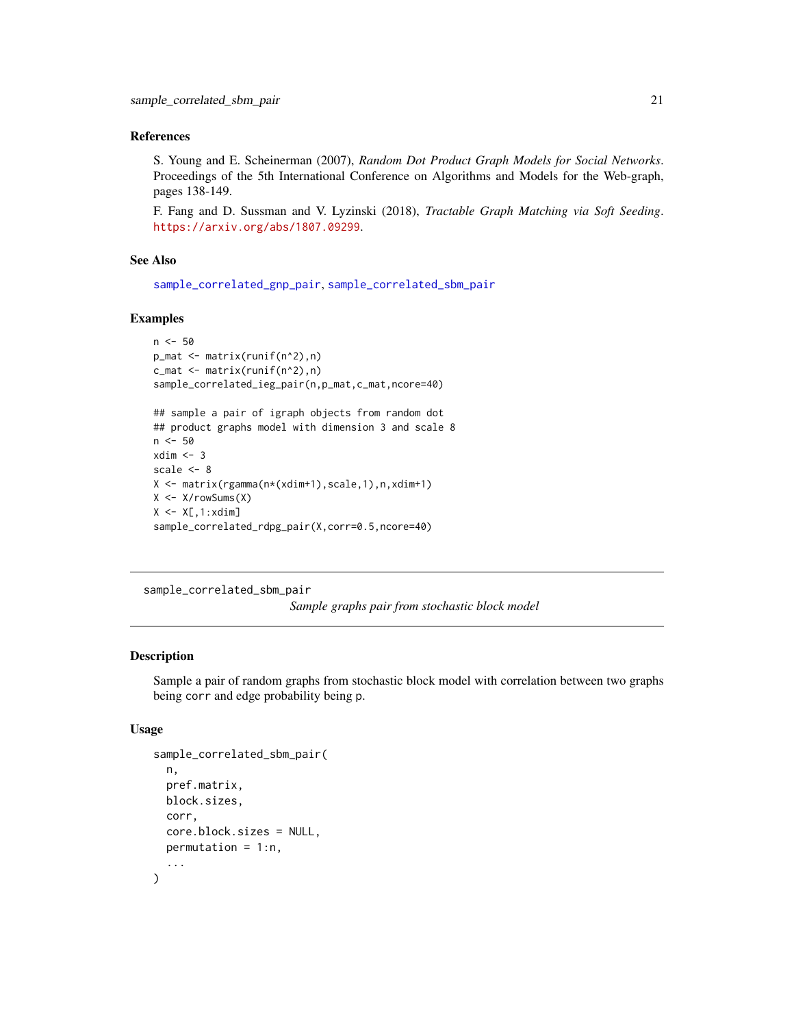### References

S. Young and E. Scheinerman (2007), *Random Dot Product Graph Models for Social Networks*. Proceedings of the 5th International Conference on Algorithms and Models for the Web-graph, pages 138-149.

F. Fang and D. Sussman and V. Lyzinski (2018), *Tractable Graph Matching via Soft Seeding*. https://arxiv.org/abs/1807.09299.

### See Also

sample_correlated_gnp_pair, sample_correlated_sbm_pair

### Examples

```
n <- 50
p_mat <- matrix(runif(n^2),n)
c_mat <- matrix(runif(n^2),n)
sample_correlated_ieg_pair(n,p_mat,c_mat,ncore=40)

## sample a pair of igraph objects from random dot
## product graphs model with dimension 3 and scale 8
n <- 50
xdim <- 3
scale <- 8
X <- matrix(rgamma(n*(xdim+1),scale,1),n,xdim+1)
X <- X/rowSums(X)
X <- X[,1:xdim]
sample_correlated_rdpg_pair(X,corr=0.5,ncore=40)
```

---

## sample_correlated_sbm_pair

*Sample graphs pair from stochastic block model*

### Description

Sample a pair of random graphs from stochastic block model with correlation between two graphs being `corr` and edge probability being `p`.

### Usage

```
sample_correlated_sbm_pair(
  n,
  pref.matrix,
  block.sizes,
  corr,
  core.block.sizes = NULL,
  permutation = 1:n,
  ...
)
```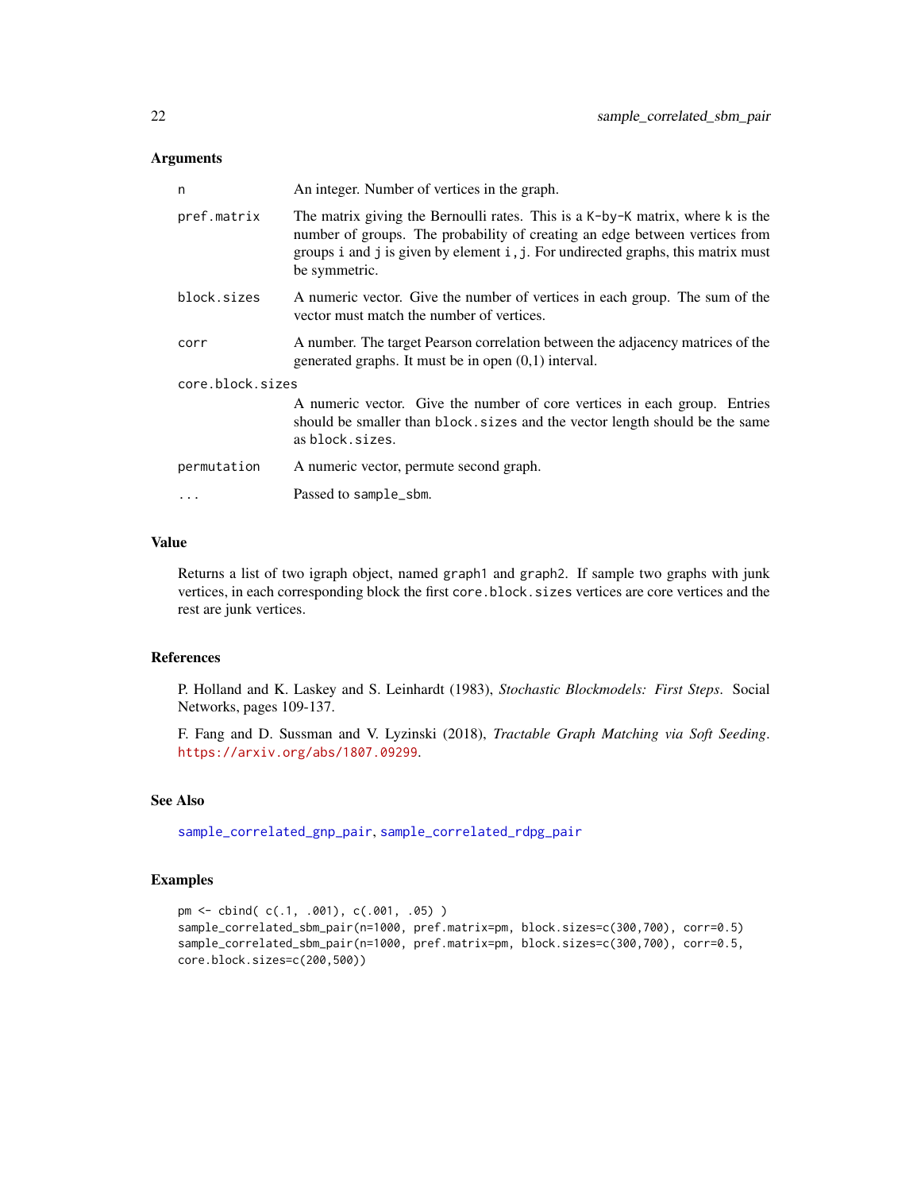### Arguments

| | |
|---|---|
| n | An integer. Number of vertices in the graph. |
| pref.matrix | The matrix giving the Bernoulli rates. This is a K-by-K matrix, where k is the number of groups. The probability of creating an edge between vertices from groups i and j is given by element i,j. For undirected graphs, this matrix must be symmetric. |
| block.sizes | A numeric vector. Give the number of vertices in each group. The sum of the vector must match the number of vertices. |
| corr | A number. The target Pearson correlation between the adjacency matrices of the generated graphs. It must be in open (0,1) interval. |
| core.block.sizes | A numeric vector. Give the number of core vertices in each group. Entries should be smaller than block.sizes and the vector length should be the same as block.sizes. |
| permutation | A numeric vector, permute second graph. |
| ... | Passed to sample_sbm. |

### Value

Returns a list of two igraph object, named graph1 and graph2. If sample two graphs with junk vertices, in each corresponding block the first core.block.sizes vertices are core vertices and the rest are junk vertices.

### References

P. Holland and K. Laskey and S. Leinhardt (1983), *Stochastic Blockmodels: First Steps*. Social Networks, pages 109-137.

F. Fang and D. Sussman and V. Lyzinski (2018), *Tractable Graph Matching via Soft Seeding*. https://arxiv.org/abs/1807.09299.

### See Also

sample_correlated_gnp_pair, sample_correlated_rdpg_pair

### Examples

```
pm <- cbind( c(.1, .001), c(.001, .05) )
sample_correlated_sbm_pair(n=1000, pref.matrix=pm, block.sizes=c(300,700), corr=0.5)
sample_correlated_sbm_pair(n=1000, pref.matrix=pm, block.sizes=c(300,700), corr=0.5,
core.block.sizes=c(200,500))
```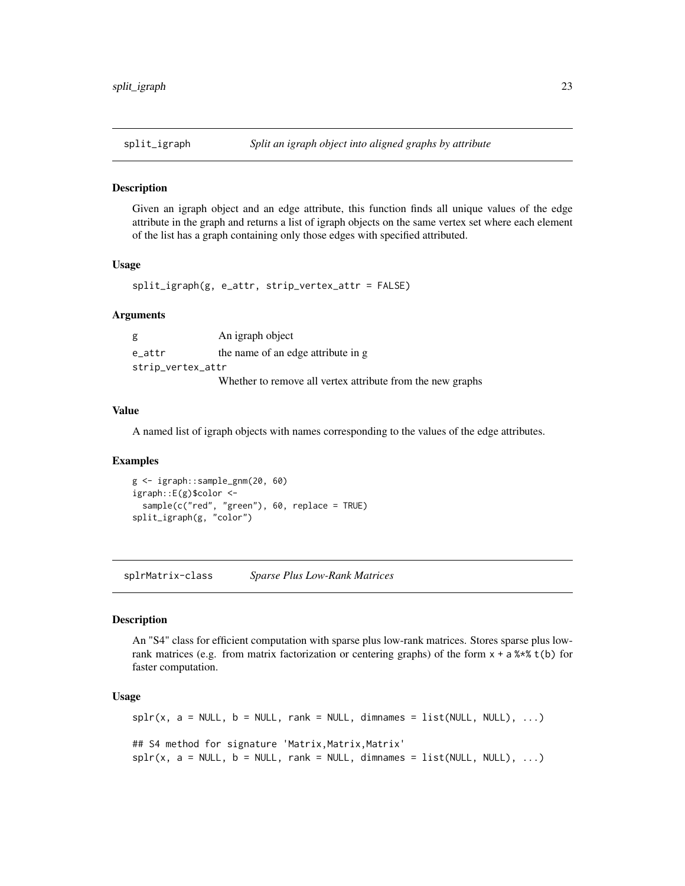## split_igraph — *Split an igraph object into aligned graphs by attribute*

### Description

Given an igraph object and an edge attribute, this function finds all unique values of the edge attribute in the graph and returns a list of igraph objects on the same vertex set where each element of the list has a graph containing only those edges with specified attributed.

### Usage

```
split_igraph(g, e_attr, strip_vertex_attr = FALSE)
```

### Arguments

| | |
|---|---|
| `g` | An igraph object |
| `e_attr` | the name of an edge attribute in g |
| `strip_vertex_attr` | Whether to remove all vertex attribute from the new graphs |

### Value

A named list of igraph objects with names corresponding to the values of the edge attributes.

### Examples

```
g <- igraph::sample_gnm(20, 60)
igraph::E(g)$color <-
  sample(c("red", "green"), 60, replace = TRUE)
split_igraph(g, "color")
```

## splrMatrix-class — *Sparse Plus Low-Rank Matrices*

### Description

An "S4" class for efficient computation with sparse plus low-rank matrices. Stores sparse plus low-rank matrices (e.g. from matrix factorization or centering graphs) of the form `x + a %*% t(b)` for faster computation.

### Usage

```
splr(x, a = NULL, b = NULL, rank = NULL, dimnames = list(NULL, NULL), ...)

## S4 method for signature 'Matrix,Matrix,Matrix'
splr(x, a = NULL, b = NULL, rank = NULL, dimnames = list(NULL, NULL), ...)
```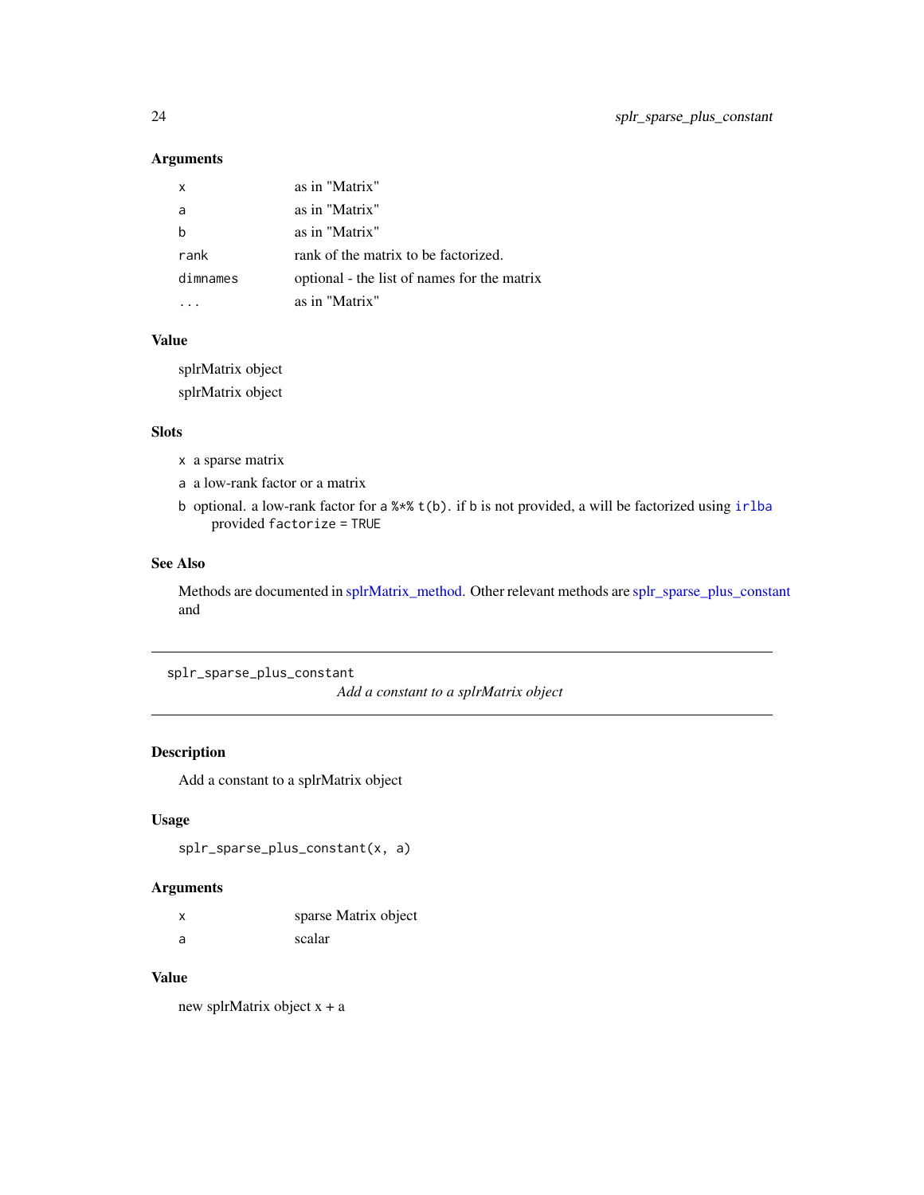### Arguments

| | |
|---|---|
| `x` | as in "Matrix" |
| `a` | as in "Matrix" |
| `b` | as in "Matrix" |
| `rank` | rank of the matrix to be factorized. |
| `dimnames` | optional - the list of names for the matrix |
| `...` | as in "Matrix" |

### Value

splrMatrix object

splrMatrix object

### Slots

- `x` a sparse matrix
- `a` a low-rank factor or a matrix
- `b` optional. a low-rank factor for `a %*% t(b)`. if `b` is not provided, `a` will be factorized using `irlba` provided `factorize = TRUE`

### See Also

Methods are documented in splrMatrix_method. Other relevant methods are splr_sparse_plus_constant and

---

## splr_sparse_plus_constant

*Add a constant to a splrMatrix object*

---

### Description

Add a constant to a splrMatrix object

### Usage

```
splr_sparse_plus_constant(x, a)
```

### Arguments

| | |
|---|---|
| `x` | sparse Matrix object |
| `a` | scalar |

### Value

new splrMatrix object x + a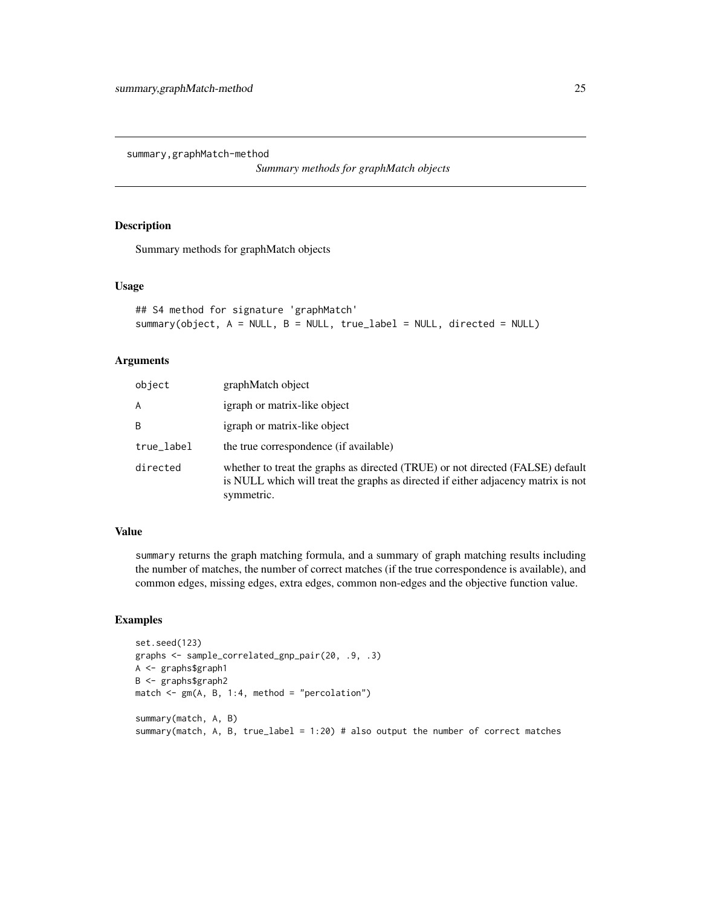# summary,graphMatch-method

*Summary methods for graphMatch objects*

## Description

Summary methods for graphMatch objects

## Usage

```
## S4 method for signature 'graphMatch'
summary(object, A = NULL, B = NULL, true_label = NULL, directed = NULL)
```

## Arguments

| | |
|---|---|
| object | graphMatch object |
| A | igraph or matrix-like object |
| B | igraph or matrix-like object |
| true_label | the true correspondence (if available) |
| directed | whether to treat the graphs as directed (TRUE) or not directed (FALSE) default is NULL which will treat the graphs as directed if either adjacency matrix is not symmetric. |

## Value

summary returns the graph matching formula, and a summary of graph matching results including the number of matches, the number of correct matches (if the true correspondence is available), and common edges, missing edges, extra edges, common non-edges and the objective function value.

## Examples

```
set.seed(123)
graphs <- sample_correlated_gnp_pair(20, .9, .3)
A <- graphs$graph1
B <- graphs$graph2
match <- gm(A, B, 1:4, method = "percolation")

summary(match, A, B)
summary(match, A, B, true_label = 1:20) # also output the number of correct matches
```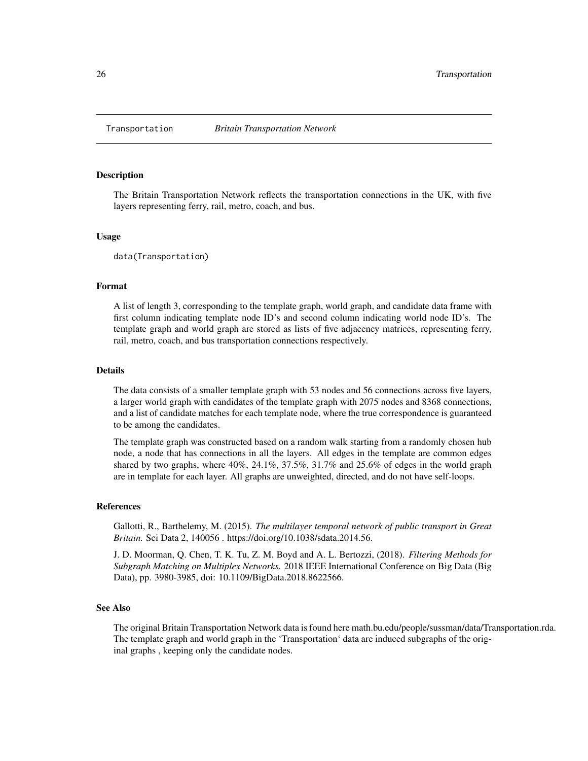# Transportation — *Britain Transportation Network*

## Description

The Britain Transportation Network reflects the transportation connections in the UK, with five layers representing ferry, rail, metro, coach, and bus.

## Usage

```
data(Transportation)
```

## Format

A list of length 3, corresponding to the template graph, world graph, and candidate data frame with first column indicating template node ID's and second column indicating world node ID's. The template graph and world graph are stored as lists of five adjacency matrices, representing ferry, rail, metro, coach, and bus transportation connections respectively.

## Details

The data consists of a smaller template graph with 53 nodes and 56 connections across five layers, a larger world graph with candidates of the template graph with 2075 nodes and 8368 connections, and a list of candidate matches for each template node, where the true correspondence is guaranteed to be among the candidates.

The template graph was constructed based on a random walk starting from a randomly chosen hub node, a node that has connections in all the layers. All edges in the template are common edges shared by two graphs, where 40%, 24.1%, 37.5%, 31.7% and 25.6% of edges in the world graph are in template for each layer. All graphs are unweighted, directed, and do not have self-loops.

## References

Gallotti, R., Barthelemy, M. (2015). *The multilayer temporal network of public transport in Great Britain.* Sci Data 2, 140056 . https://doi.org/10.1038/sdata.2014.56.

J. D. Moorman, Q. Chen, T. K. Tu, Z. M. Boyd and A. L. Bertozzi, (2018). *Filtering Methods for Subgraph Matching on Multiplex Networks.* 2018 IEEE International Conference on Big Data (Big Data), pp. 3980-3985, doi: 10.1109/BigData.2018.8622566.

## See Also

The original Britain Transportation Network data is found here math.bu.edu/people/sussman/data/Transportation.rda. The template graph and world graph in the 'Transportation' data are induced subgraphs of the original graphs , keeping only the candidate nodes.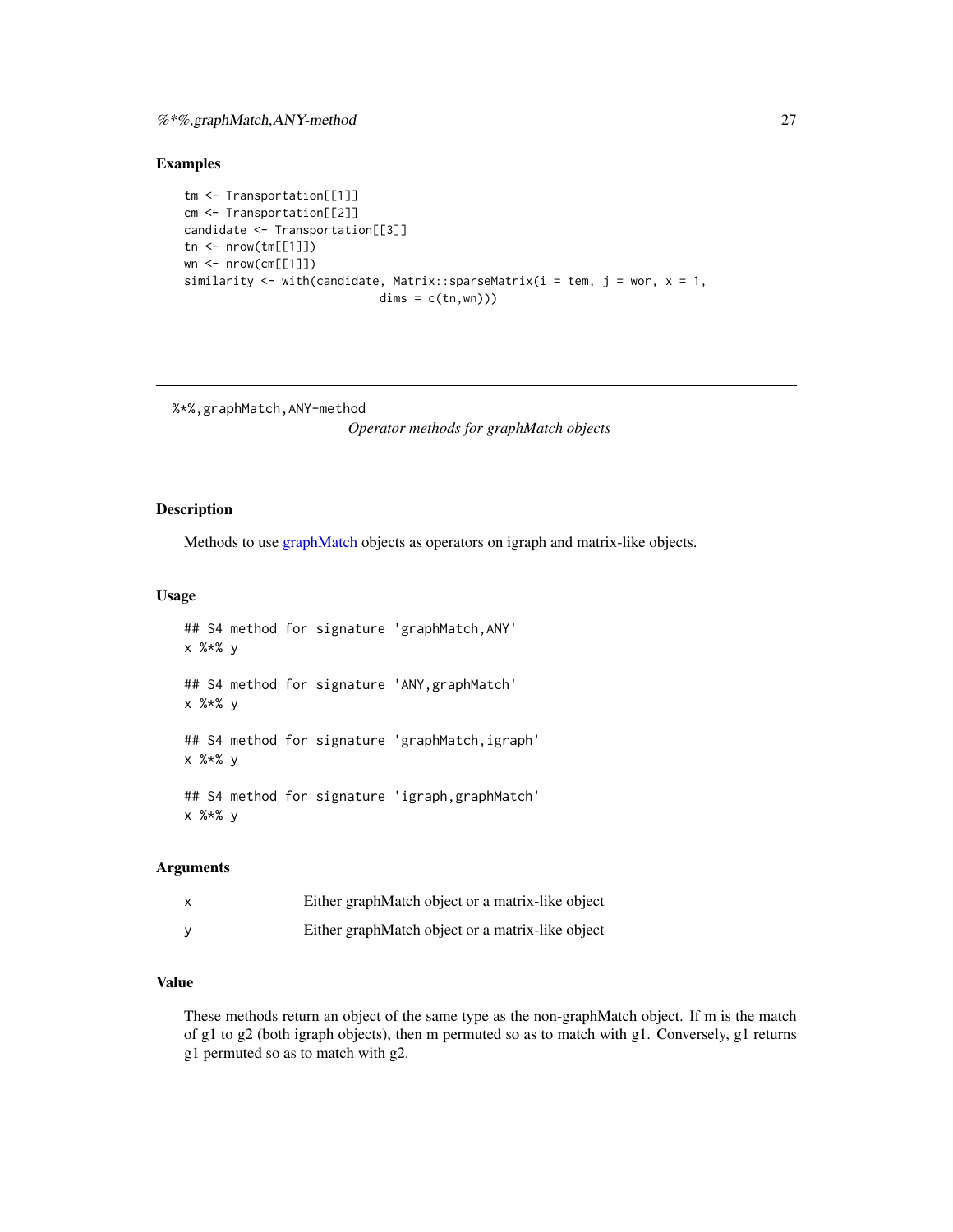## Examples

```
tm <- Transportation[[1]]
cm <- Transportation[[2]]
candidate <- Transportation[[3]]
tn <- nrow(tm[[1]])
wn <- nrow(cm[[1]])
similarity <- with(candidate, Matrix::sparseMatrix(i = tem, j = wor, x = 1,
                            dims = c(tn,wn)))
```

---

# %*%,graphMatch,ANY-method

*Operator methods for graphMatch objects*

---

## Description

Methods to use graphMatch objects as operators on igraph and matrix-like objects.

## Usage

```
## S4 method for signature 'graphMatch,ANY'
x %*% y

## S4 method for signature 'ANY,graphMatch'
x %*% y

## S4 method for signature 'graphMatch,igraph'
x %*% y

## S4 method for signature 'igraph,graphMatch'
x %*% y
```

## Arguments

| | |
|---|---|
| x | Either graphMatch object or a matrix-like object |
| y | Either graphMatch object or a matrix-like object |

## Value

These methods return an object of the same type as the non-graphMatch object. If m is the match of g1 to g2 (both igraph objects), then m permuted so as to match with g1. Conversely, g1 returns g1 permuted so as to match with g2.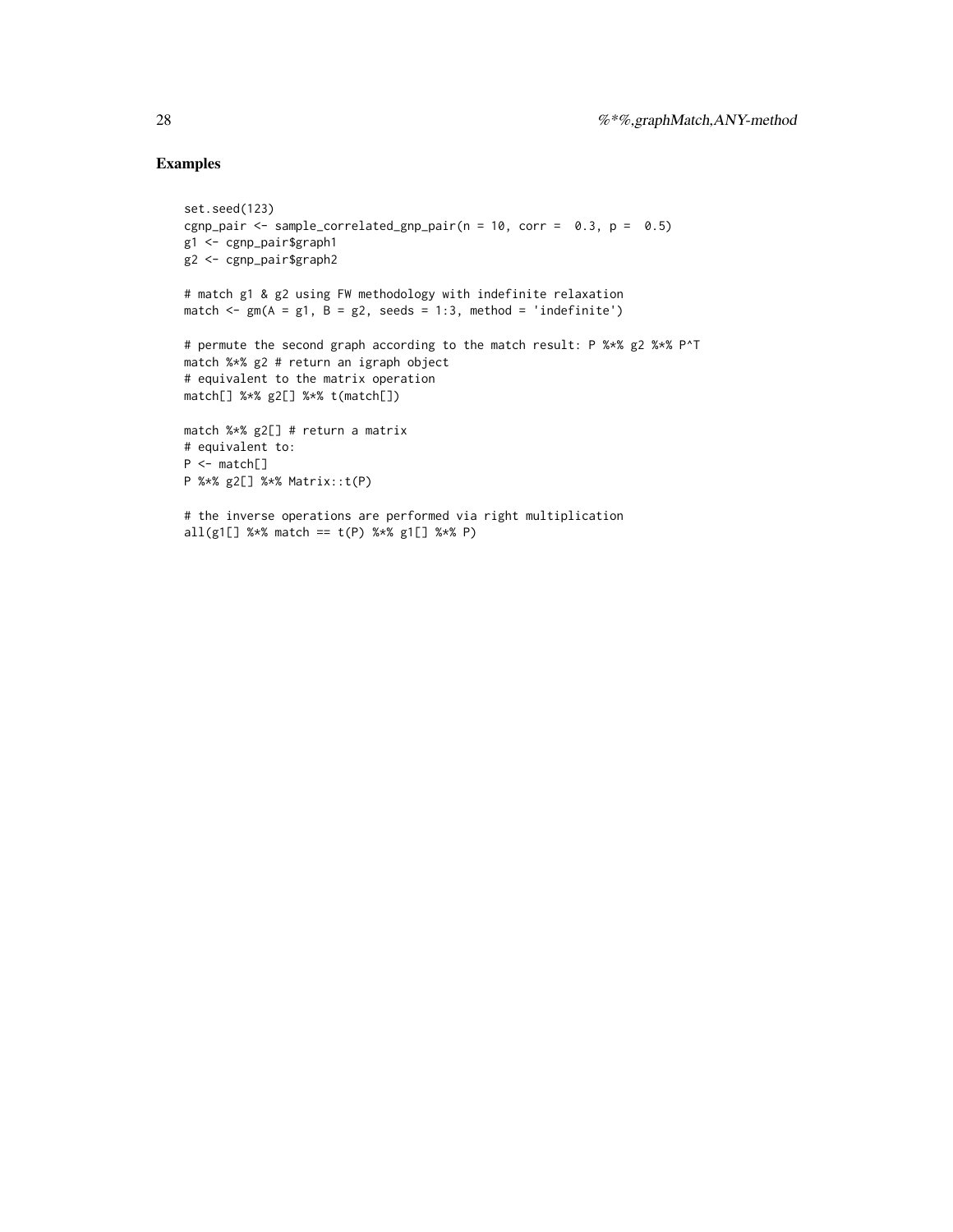## Examples

```
set.seed(123)
cgnp_pair <- sample_correlated_gnp_pair(n = 10, corr =  0.3, p =  0.5)
g1 <- cgnp_pair$graph1
g2 <- cgnp_pair$graph2

# match g1 & g2 using FW methodology with indefinite relaxation
match <- gm(A = g1, B = g2, seeds = 1:3, method = 'indefinite')

# permute the second graph according to the match result: P %*% g2 %*% P^T
match %*% g2 # return an igraph object
# equivalent to the matrix operation
match[] %*% g2[] %*% t(match[])

match %*% g2[] # return a matrix
# equivalent to:
P <- match[]
P %*% g2[] %*% Matrix::t(P)

# the inverse operations are performed via right multiplication
all(g1[] %*% match == t(P) %*% g1[] %*% P)
```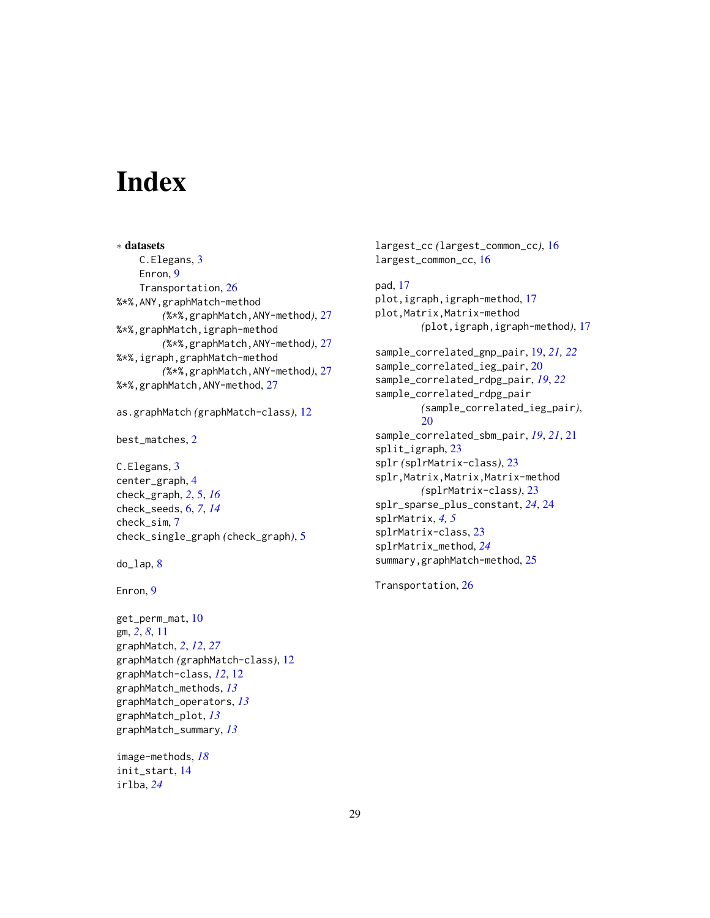# Index

∗ **datasets**
    C.Elegans, 3
    Enron, 9
    Transportation, 26
%*%,ANY,graphMatch-method
        (%*%,graphMatch,ANY-method), 27
%*%,graphMatch,igraph-method
        (%*%,graphMatch,ANY-method), 27
%*%,igraph,graphMatch-method
        (%*%,graphMatch,ANY-method), 27
%*%,graphMatch,ANY-method, 27

as.graphMatch (graphMatch-class), 12

best_matches, 2

C.Elegans, 3
center_graph, 4
check_graph, *2*, 5, *16*
check_seeds, 6, *7*, *14*
check_sim, 7
check_single_graph (check_graph), 5

do_lap, 8

Enron, 9

get_perm_mat, 10
gm, *2*, *8*, 11
graphMatch, *2*, *12*, *27*
graphMatch (graphMatch-class), 12
graphMatch-class, *12*, 12
graphMatch_methods, *13*
graphMatch_operators, *13*
graphMatch_plot, *13*
graphMatch_summary, *13*

image-methods, *18*
init_start, 14
irlba, *24*

largest_cc (largest_common_cc), 16
largest_common_cc, 16

pad, 17
plot,igraph,igraph-method, 17
plot,Matrix,Matrix-method
        (plot,igraph,igraph-method), 17

sample_correlated_gnp_pair, 19, *21*, *22*
sample_correlated_ieg_pair, 20
sample_correlated_rdpg_pair, *19*, *22*
sample_correlated_rdpg_pair
        (sample_correlated_ieg_pair),
        20
sample_correlated_sbm_pair, *19*, *21*, 21
split_igraph, 23
splr (splrMatrix-class), 23
splr,Matrix,Matrix,Matrix-method
        (splrMatrix-class), 23
splr_sparse_plus_constant, *24*, 24
splrMatrix, *4*, *5*
splrMatrix-class, 23
splrMatrix_method, *24*
summary,graphMatch-method, 25

Transportation, 26